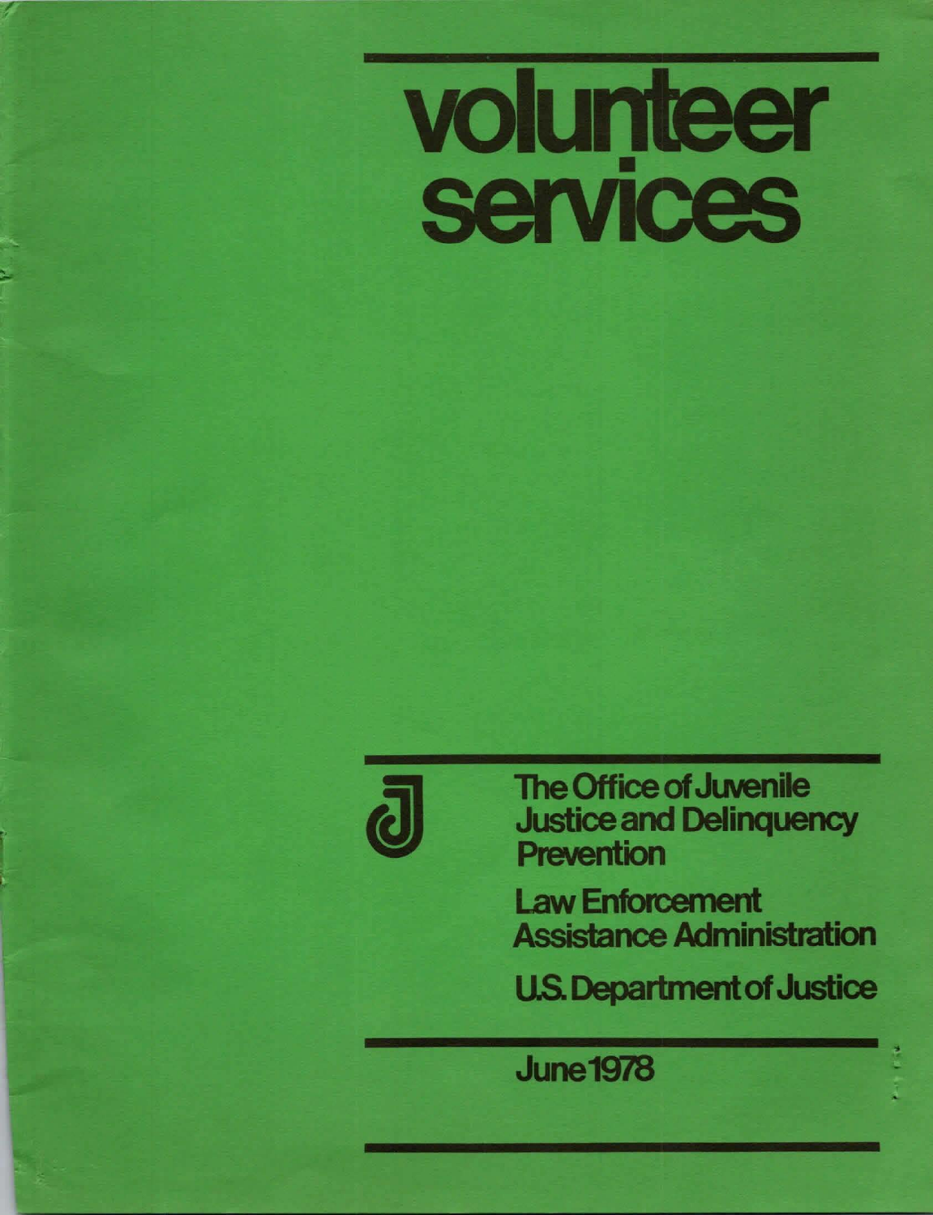# volunteer services

The Office of Juvenile Justice and Delinquency Prevention

Law Enforcement Assistance Administration

U.S. Department of Justice

June 1978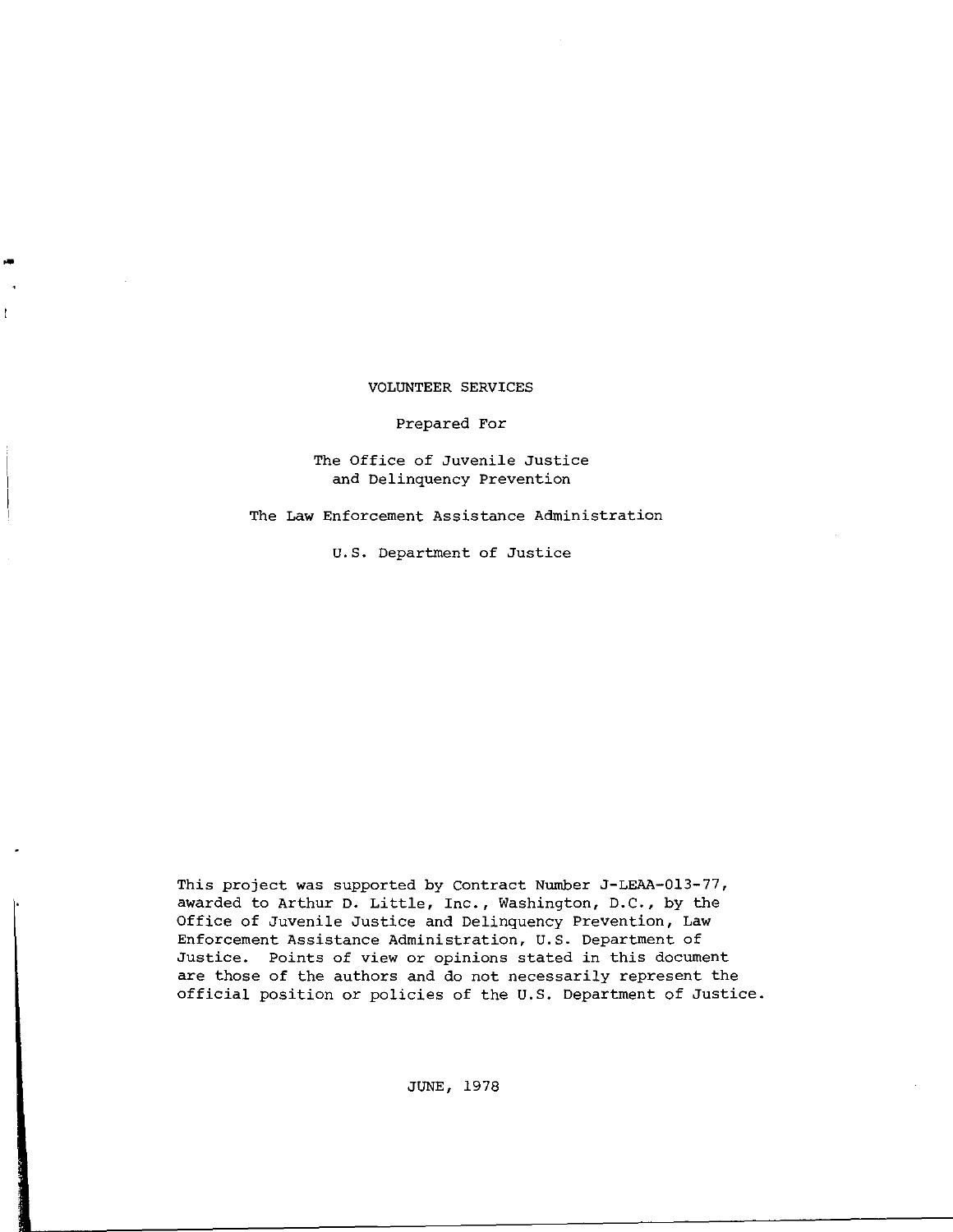# VOLUNTEER SERVICES

Prepared For

The Office of Juvenile Justice and Delinquency Prevention

The Law Enforcement Assistance Administration

U.S. Department of Justice

This project was supported by Contract Number J-LEAA-013-77, awarded to Arthur D. Little, Inc., Washington, D.C., by the Office of Juvenile Justice and Delinquency Prevention, Law Enforcement Assistance Administration, U.S. Department of Justice. Points of view or opinions stated in this document are those of the authors and do not necessarily represent the official position or policies of the U.S. Department of Justice.

JUNE, 1978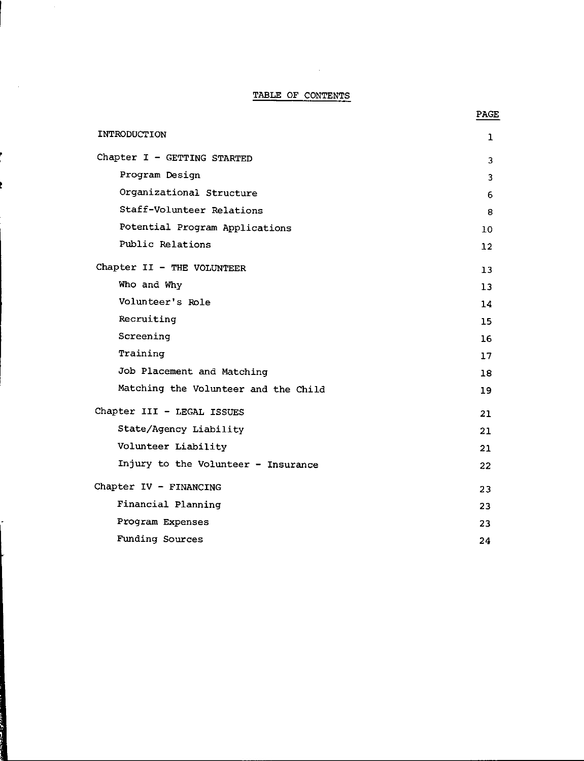# TABLE OF CONTENTS

| | PAGE |
| --- | --- |
| INTRODUCTION | 1 |
| Chapter I - GETTING STARTED | 3 |
| Program Design | 3 |
| Organizational Structure | 6 |
| Staff-Volunteer Relations | 8 |
| Potential Program Applications | 10 |
| Public Relations | 12 |
| Chapter II - THE VOLUNTEER | 13 |
| Who and Why | 13 |
| Volunteer's Role | 14 |
| Recruiting | 15 |
| Screening | 16 |
| Training | 17 |
| Job Placement and Matching | 18 |
| Matching the Volunteer and the Child | 19 |
| Chapter III - LEGAL ISSUES | 21 |
| State/Agency Liability | 21 |
| Volunteer Liability | 21 |
| Injury to the Volunteer - Insurance | 22 |
| Chapter IV - FINANCING | 23 |
| Financial Planning | 23 |
| Program Expenses | 23 |
| Funding Sources | 24 |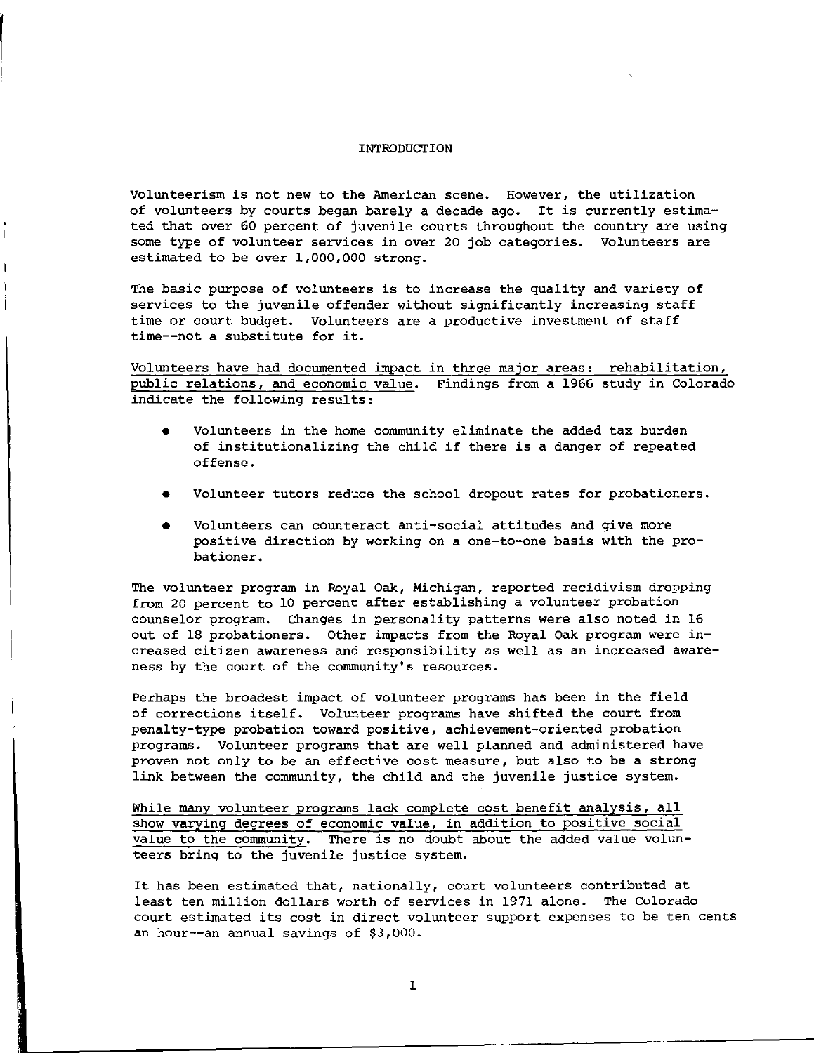# INTRODUCTION

Volunteerism is not new to the American scene. However, the utilization of volunteers by courts began barely a decade ago. It is currently estimated that over 60 percent of juvenile courts throughout the country are using some type of volunteer services in over 20 job categories. Volunteers are estimated to be over 1,000,000 strong.

The basic purpose of volunteers is to increase the quality and variety of services to the juvenile offender without significantly increasing staff time or court budget. Volunteers are a productive investment of staff time--not a substitute for it.

<u>Volunteers have had documented impact in three major areas: rehabilitation, public relations, and economic value.</u> Findings from a 1966 study in Colorado indicate the following results:

- Volunteers in the home community eliminate the added tax burden of institutionalizing the child if there is a danger of repeated offense.
- Volunteer tutors reduce the school dropout rates for probationers.
- Volunteers can counteract anti-social attitudes and give more positive direction by working on a one-to-one basis with the probationer.

The volunteer program in Royal Oak, Michigan, reported recidivism dropping from 20 percent to 10 percent after establishing a volunteer probation counselor program. Changes in personality patterns were also noted in 16 out of 18 probationers. Other impacts from the Royal Oak program were increased citizen awareness and responsibility as well as an increased awareness by the court of the community's resources.

Perhaps the broadest impact of volunteer programs has been in the field of corrections itself. Volunteer programs have shifted the court from penalty-type probation toward positive, achievement-oriented probation programs. Volunteer programs that are well planned and administered have proven not only to be an effective cost measure, but also to be a strong link between the community, the child and the juvenile justice system.

<u>While many volunteer programs lack complete cost benefit analysis, all show varying degrees of economic value, in addition to positive social value to the community.</u> There is no doubt about the added value volunteers bring to the juvenile justice system.

It has been estimated that, nationally, court volunteers contributed at least ten million dollars worth of services in 1971 alone. The Colorado court estimated its cost in direct volunteer support expenses to be ten cents an hour--an annual savings of $3,000.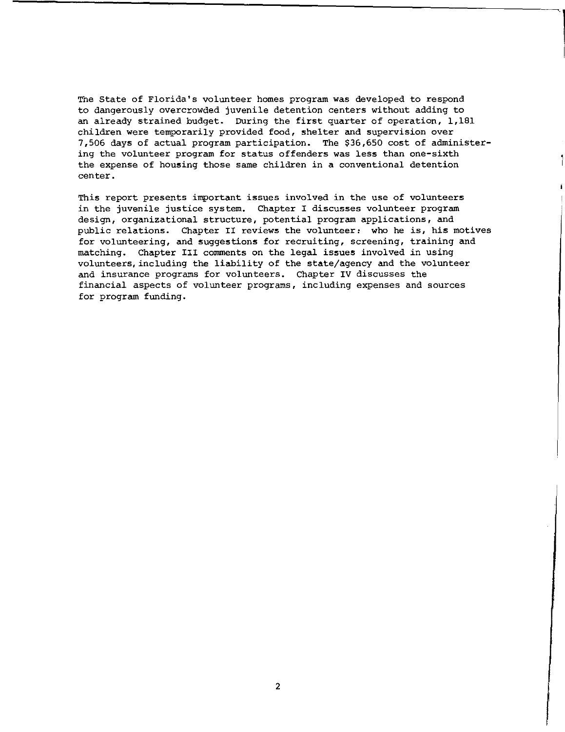The State of Florida's volunteer homes program was developed to respond to dangerously overcrowded juvenile detention centers without adding to an already strained budget. During the first quarter of operation, 1,181 children were temporarily provided food, shelter and supervision over 7,506 days of actual program participation. The $36,650 cost of administering the volunteer program for status offenders was less than one-sixth the expense of housing those same children in a conventional detention center.

This report presents important issues involved in the use of volunteers in the juvenile justice system. Chapter I discusses volunteer program design, organizational structure, potential program applications, and public relations. Chapter II reviews the volunteer: who he is, his motives for volunteering, and suggestions for recruiting, screening, training and matching. Chapter III comments on the legal issues involved in using volunteers, including the liability of the state/agency and the volunteer and insurance programs for volunteers. Chapter IV discusses the financial aspects of volunteer programs, including expenses and sources for program funding.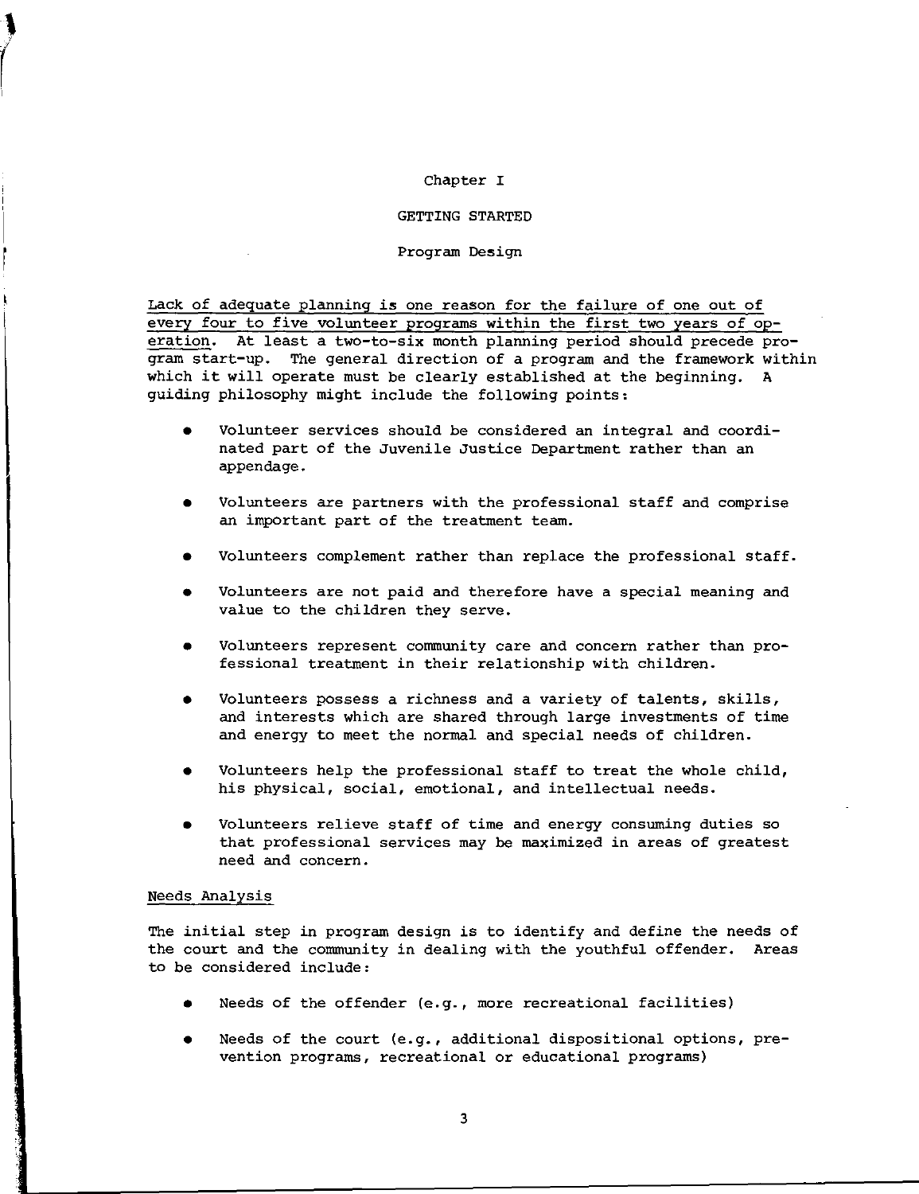# Chapter I

## GETTING STARTED

### Program Design

Lack of adequate planning is one reason for the failure of one out of every four to five volunteer programs within the first two years of operation. At least a two-to-six month planning period should precede program start-up. The general direction of a program and the framework within which it will operate must be clearly established at the beginning. A guiding philosophy might include the following points:

- Volunteer services should be considered an integral and coordinated part of the Juvenile Justice Department rather than an appendage.
- Volunteers are partners with the professional staff and comprise an important part of the treatment team.
- Volunteers complement rather than replace the professional staff.
- Volunteers are not paid and therefore have a special meaning and value to the children they serve.
- Volunteers represent community care and concern rather than professional treatment in their relationship with children.
- Volunteers possess a richness and a variety of talents, skills, and interests which are shared through large investments of time and energy to meet the normal and special needs of children.
- Volunteers help the professional staff to treat the whole child, his physical, social, emotional, and intellectual needs.
- Volunteers relieve staff of time and energy consuming duties so that professional services may be maximized in areas of greatest need and concern.

### Needs Analysis

The initial step in program design is to identify and define the needs of the court and the community in dealing with the youthful offender. Areas to be considered include:

- Needs of the offender (e.g., more recreational facilities)
- Needs of the court (e.g., additional dispositional options, prevention programs, recreational or educational programs)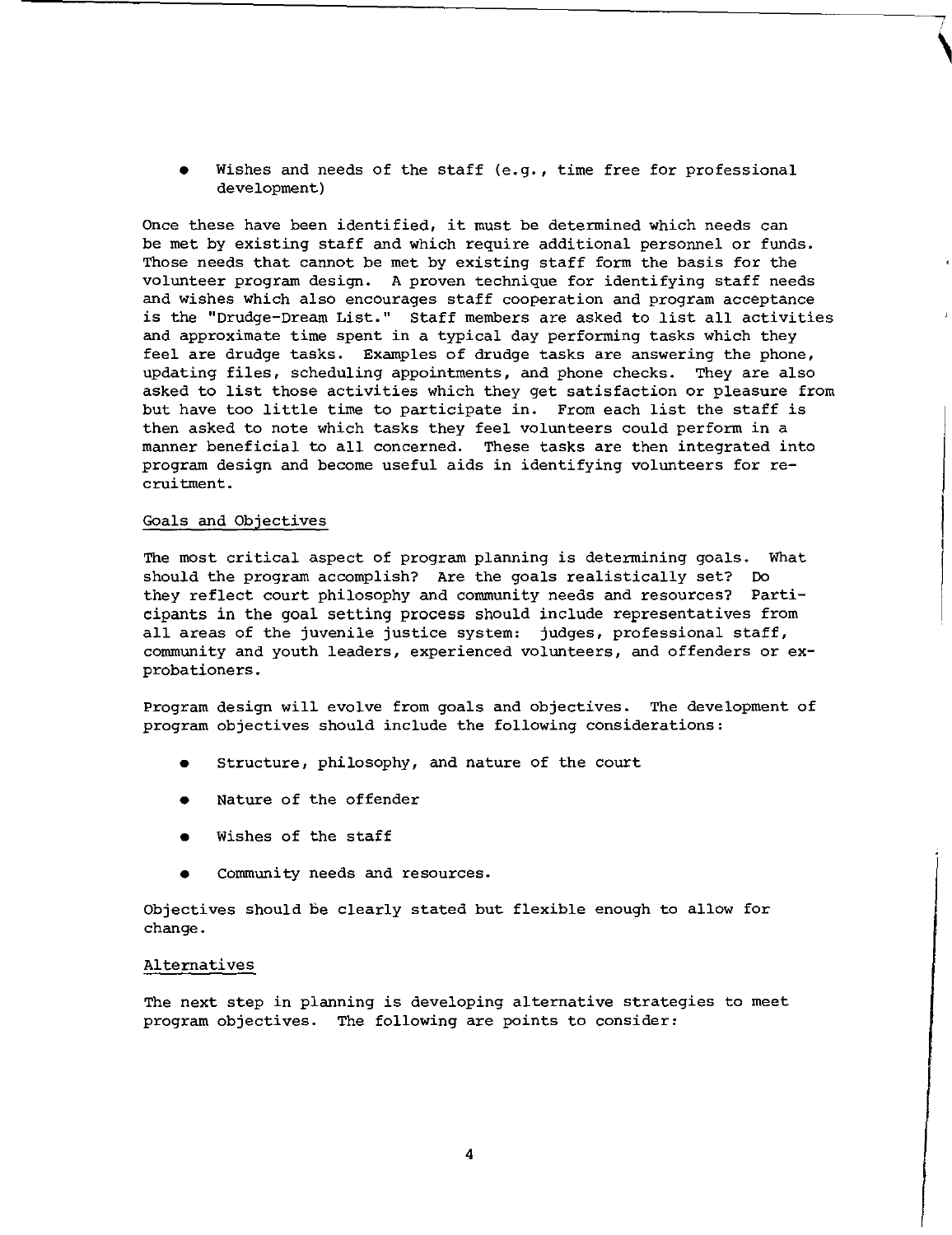- Wishes and needs of the staff (e.g., time free for professional development)

Once these have been identified, it must be determined which needs can be met by existing staff and which require additional personnel or funds. Those needs that cannot be met by existing staff form the basis for the volunteer program design. A proven technique for identifying staff needs and wishes which also encourages staff cooperation and program acceptance is the "Drudge-Dream List." Staff members are asked to list all activities and approximate time spent in a typical day performing tasks which they feel are drudge tasks. Examples of drudge tasks are answering the phone, updating files, scheduling appointments, and phone checks. They are also asked to list those activities which they get satisfaction or pleasure from but have too little time to participate in. From each list the staff is then asked to note which tasks they feel volunteers could perform in a manner beneficial to all concerned. These tasks are then integrated into program design and become useful aids in identifying volunteers for recruitment.

### Goals and Objectives

The most critical aspect of program planning is determining goals. What should the program accomplish? Are the goals realistically set? Do they reflect court philosophy and community needs and resources? Participants in the goal setting process should include representatives from all areas of the juvenile justice system: judges, professional staff, community and youth leaders, experienced volunteers, and offenders or ex-probationers.

Program design will evolve from goals and objectives. The development of program objectives should include the following considerations:

- Structure, philosophy, and nature of the court
- Nature of the offender
- Wishes of the staff
- Community needs and resources.

Objectives should be clearly stated but flexible enough to allow for change.

### Alternatives

The next step in planning is developing alternative strategies to meet program objectives. The following are points to consider: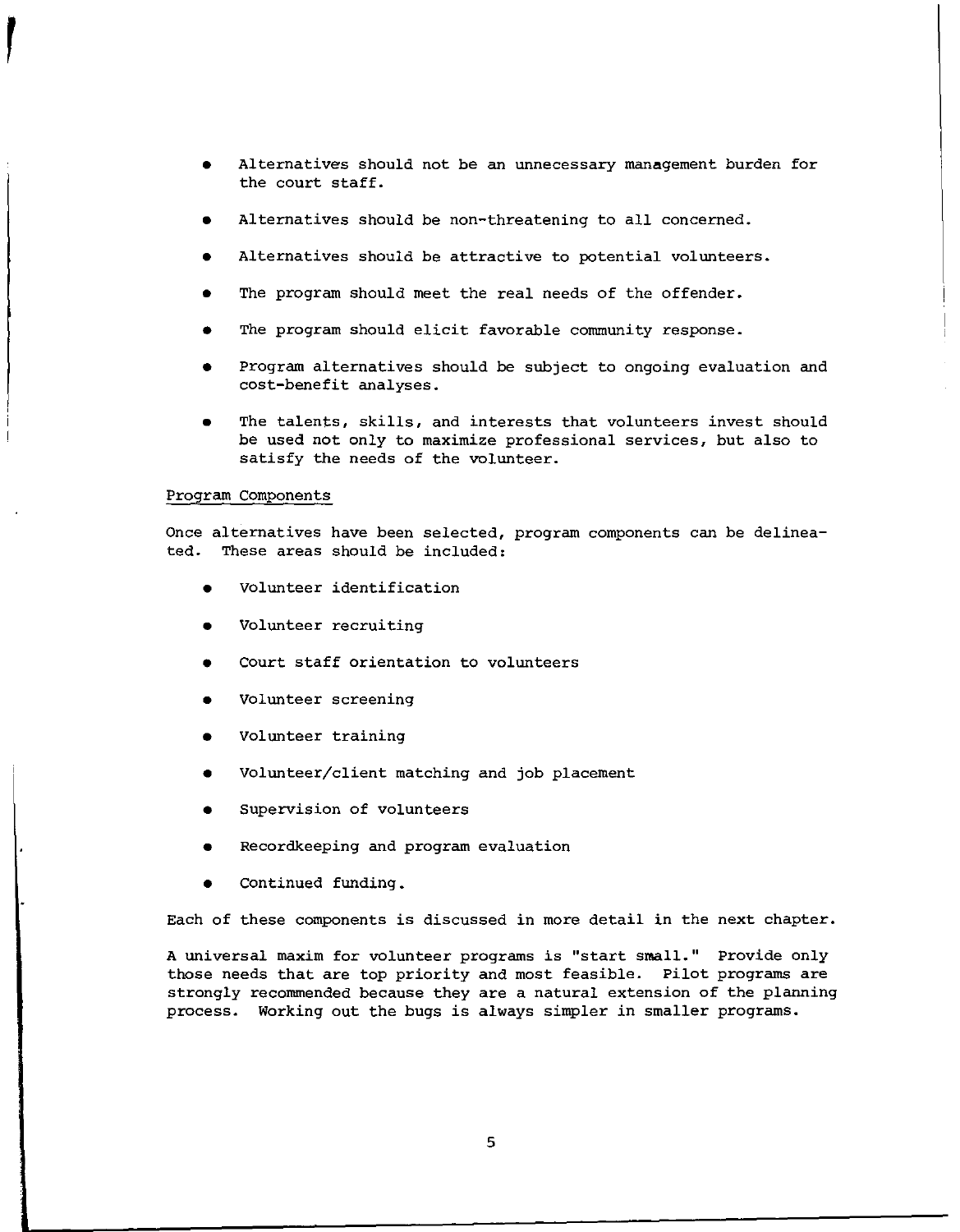- Alternatives should not be an unnecessary management burden for the court staff.
- Alternatives should be non-threatening to all concerned.
- Alternatives should be attractive to potential volunteers.
- The program should meet the real needs of the offender.
- The program should elicit favorable community response.
- Program alternatives should be subject to ongoing evaluation and cost-benefit analyses.
- The talents, skills, and interests that volunteers invest should be used not only to maximize professional services, but also to satisfy the needs of the volunteer.

### Program Components

Once alternatives have been selected, program components can be delineated. These areas should be included:

- Volunteer identification
- Volunteer recruiting
- Court staff orientation to volunteers
- Volunteer screening
- Volunteer training
- Volunteer/client matching and job placement
- Supervision of volunteers
- Recordkeeping and program evaluation
- Continued funding.

Each of these components is discussed in more detail in the next chapter.

A universal maxim for volunteer programs is "start small." Provide only those needs that are top priority and most feasible. Pilot programs are strongly recommended because they are a natural extension of the planning process. Working out the bugs is always simpler in smaller programs.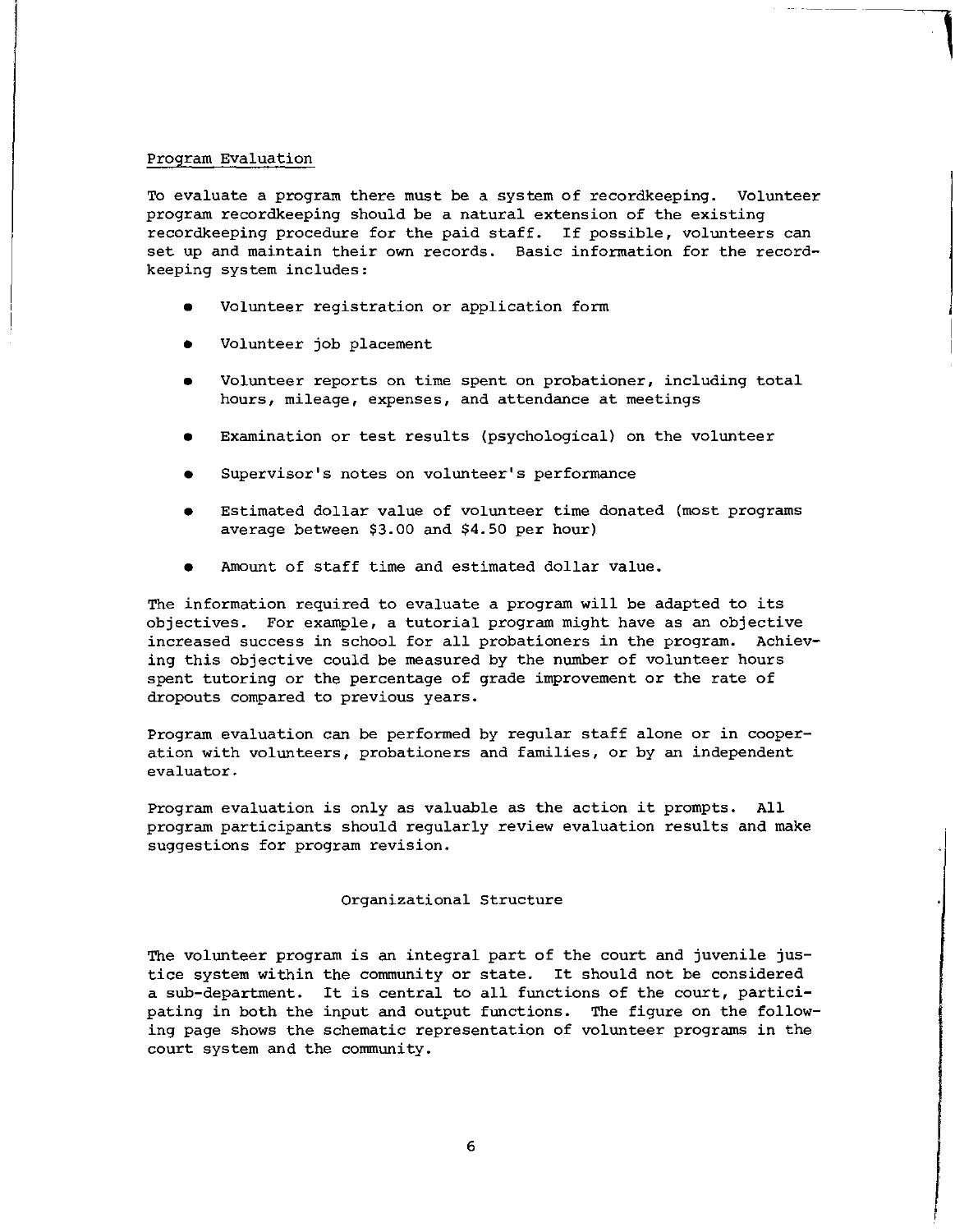## Program Evaluation

To evaluate a program there must be a system of recordkeeping. Volunteer program recordkeeping should be a natural extension of the existing recordkeeping procedure for the paid staff. If possible, volunteers can set up and maintain their own records. Basic information for the recordkeeping system includes:

- Volunteer registration or application form
- Volunteer job placement
- Volunteer reports on time spent on probationer, including total hours, mileage, expenses, and attendance at meetings
- Examination or test results (psychological) on the volunteer
- Supervisor's notes on volunteer's performance
- Estimated dollar value of volunteer time donated (most programs average between \$3.00 and \$4.50 per hour)
- Amount of staff time and estimated dollar value.

The information required to evaluate a program will be adapted to its objectives. For example, a tutorial program might have as an objective increased success in school for all probationers in the program. Achieving this objective could be measured by the number of volunteer hours spent tutoring or the percentage of grade improvement or the rate of dropouts compared to previous years.

Program evaluation can be performed by regular staff alone or in cooperation with volunteers, probationers and families, or by an independent evaluator.

Program evaluation is only as valuable as the action it prompts. All program participants should regularly review evaluation results and make suggestions for program revision.

## Organizational Structure

The volunteer program is an integral part of the court and juvenile justice system within the community or state. It should not be considered a sub-department. It is central to all functions of the court, participating in both the input and output functions. The figure on the following page shows the schematic representation of volunteer programs in the court system and the community.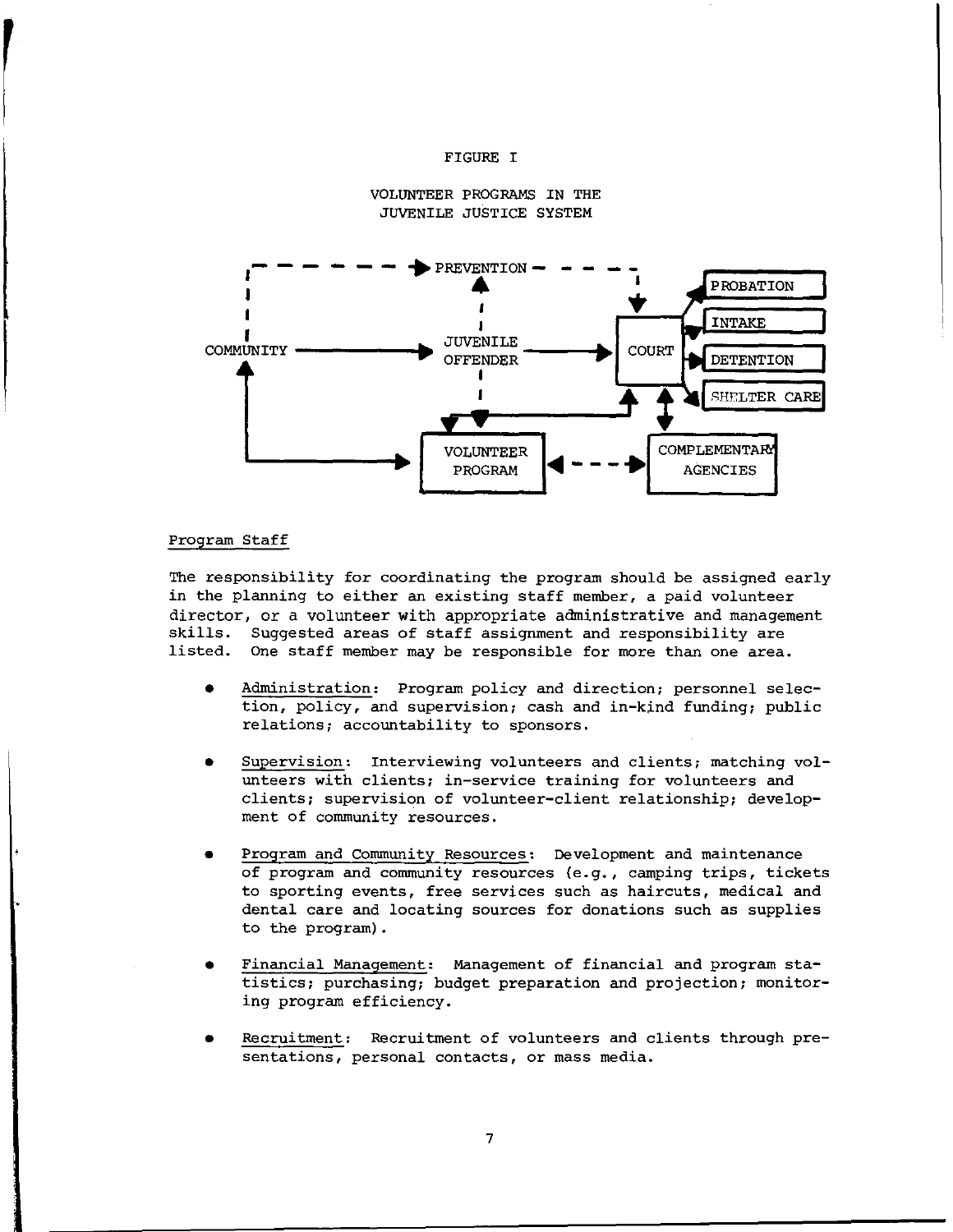FIGURE I

VOLUNTEER PROGRAMS IN THE JUVENILE JUSTICE SYSTEM

PREVENTION

COMMUNITY

JUVENILE OFFENDER

COURT

PROBATION

INTAKE

DETENTION

SHELTER CARE

VOLUNTEER PROGRAM

COMPLEMENTARY AGENCIES

Program Staff

The responsibility for coordinating the program should be assigned early in the planning to either an existing staff member, a paid volunteer director, or a volunteer with appropriate administrative and management skills. Suggested areas of staff assignment and responsibility are listed. One staff member may be responsible for more than one area.

- Administration: Program policy and direction; personnel selection, policy, and supervision; cash and in-kind funding; public relations; accountability to sponsors.

- Supervision: Interviewing volunteers and clients; matching volunteers with clients; in-service training for volunteers and clients; supervision of volunteer-client relationship; development of community resources.

- Program and Community Resources: Development and maintenance of program and community resources (e.g., camping trips, tickets to sporting events, free services such as haircuts, medical and dental care and locating sources for donations such as supplies to the program).

- Financial Management: Management of financial and program statistics; purchasing; budget preparation and projection; monitoring program efficiency.

- Recruitment: Recruitment of volunteers and clients through presentations, personal contacts, or mass media.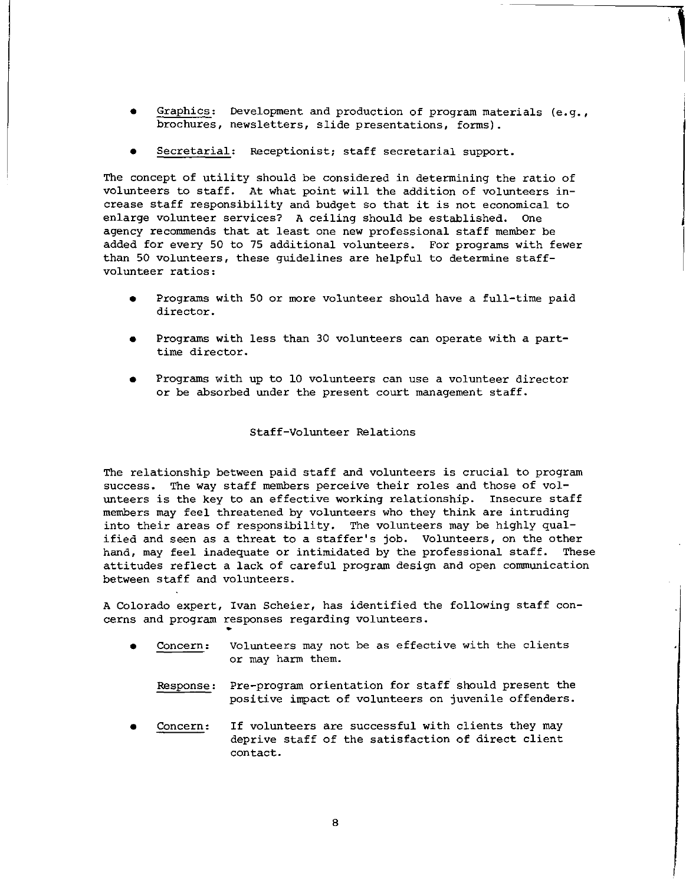- Graphics: Development and production of program materials (e.g., brochures, newsletters, slide presentations, forms).

- Secretarial: Receptionist; staff secretarial support.

The concept of utility should be considered in determining the ratio of volunteers to staff. At what point will the addition of volunteers increase staff responsibility and budget so that it is not economical to enlarge volunteer services? A ceiling should be established. One agency recommends that at least one new professional staff member be added for every 50 to 75 additional volunteers. For programs with fewer than 50 volunteers, these guidelines are helpful to determine staff-volunteer ratios:

- Programs with 50 or more volunteer should have a full-time paid director.

- Programs with less than 30 volunteers can operate with a part-time director.

- Programs with up to 10 volunteers can use a volunteer director or be absorbed under the present court management staff.

## Staff-Volunteer Relations

The relationship between paid staff and volunteers is crucial to program success. The way staff members perceive their roles and those of volunteers is the key to an effective working relationship. Insecure staff members may feel threatened by volunteers who they think are intruding into their areas of responsibility. The volunteers may be highly qualified and seen as a threat to a staffer's job. Volunteers, on the other hand, may feel inadequate or intimidated by the professional staff. These attitudes reflect a lack of careful program design and open communication between staff and volunteers.

A Colorado expert, Ivan Scheier, has identified the following staff concerns and program responses regarding volunteers.

- Concern: Volunteers may not be as effective with the clients or may harm them.

  Response: Pre-program orientation for staff should present the positive impact of volunteers on juvenile offenders.

- Concern: If volunteers are successful with clients they may deprive staff of the satisfaction of direct client contact.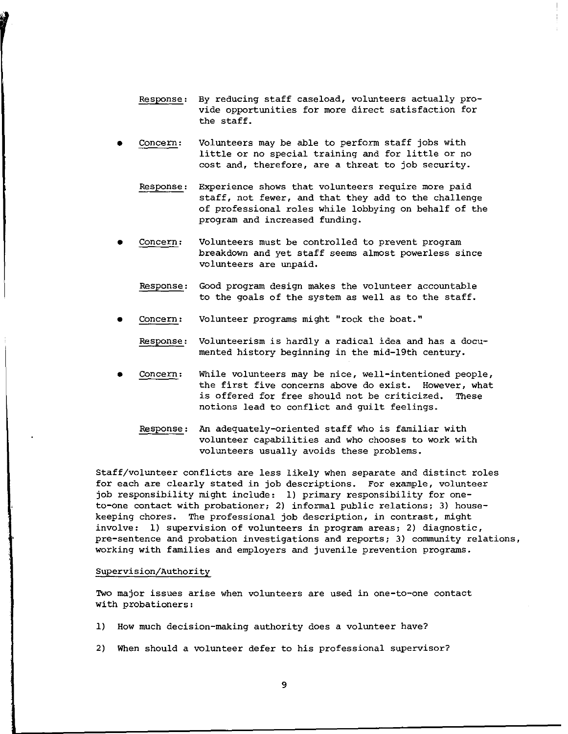<u>Response</u>: By reducing staff caseload, volunteers actually provide opportunities for more direct satisfaction for the staff.

- <u>Concern</u>: Volunteers may be able to perform staff jobs with little or no special training and for little or no cost and, therefore, are a threat to job security.

  <u>Response</u>: Experience shows that volunteers require more paid staff, not fewer, and that they add to the challenge of professional roles while lobbying on behalf of the program and increased funding.

- <u>Concern</u>: Volunteers must be controlled to prevent program breakdown and yet staff seems almost powerless since volunteers are unpaid.

  <u>Response</u>: Good program design makes the volunteer accountable to the goals of the system as well as to the staff.

- <u>Concern</u>: Volunteer programs might "rock the boat."

  <u>Response</u>: Volunteerism is hardly a radical idea and has a documented history beginning in the mid-19th century.

- <u>Concern</u>: While volunteers may be nice, well-intentioned people, the first five concerns above do exist. However, what is offered for free should not be criticized. These notions lead to conflict and guilt feelings.

  <u>Response</u>: An adequately-oriented staff who is familiar with volunteer capabilities and who chooses to work with volunteers usually avoids these problems.

Staff/volunteer conflicts are less likely when separate and distinct roles for each are clearly stated in job descriptions. For example, volunteer job responsibility might include: 1) primary responsibility for one-to-one contact with probationer; 2) informal public relations; 3) housekeeping chores. The professional job description, in contrast, might involve: 1) supervision of volunteers in program areas; 2) diagnostic, pre-sentence and probation investigations and reports; 3) community relations, working with families and employers and juvenile prevention programs.

<u>Supervision/Authority</u>

Two major issues arise when volunteers are used in one-to-one contact with probationers:

1) How much decision-making authority does a volunteer have?

2) When should a volunteer defer to his professional supervisor?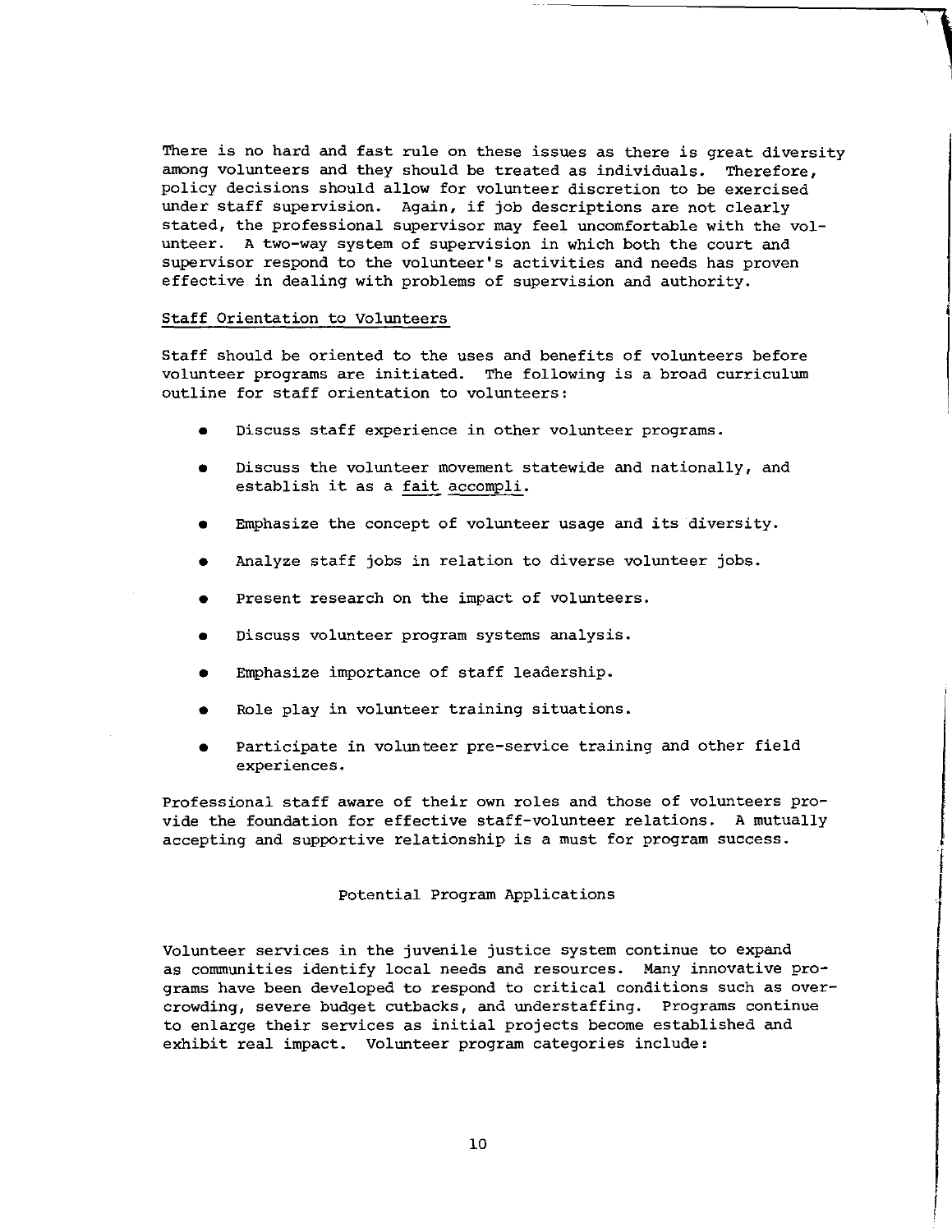There is no hard and fast rule on these issues as there is great diversity among volunteers and they should be treated as individuals. Therefore, policy decisions should allow for volunteer discretion to be exercised under staff supervision. Again, if job descriptions are not clearly stated, the professional supervisor may feel uncomfortable with the volunteer. A two-way system of supervision in which both the court and supervisor respond to the volunteer's activities and needs has proven effective in dealing with problems of supervision and authority.

### Staff Orientation to Volunteers

Staff should be oriented to the uses and benefits of volunteers before volunteer programs are initiated. The following is a broad curriculum outline for staff orientation to volunteers:

- Discuss staff experience in other volunteer programs.
- Discuss the volunteer movement statewide and nationally, and establish it as a *fait accompli*.
- Emphasize the concept of volunteer usage and its diversity.
- Analyze staff jobs in relation to diverse volunteer jobs.
- Present research on the impact of volunteers.
- Discuss volunteer program systems analysis.
- Emphasize importance of staff leadership.
- Role play in volunteer training situations.
- Participate in volunteer pre-service training and other field experiences.

Professional staff aware of their own roles and those of volunteers provide the foundation for effective staff-volunteer relations. A mutually accepting and supportive relationship is a must for program success.

## Potential Program Applications

Volunteer services in the juvenile justice system continue to expand as communities identify local needs and resources. Many innovative programs have been developed to respond to critical conditions such as overcrowding, severe budget cutbacks, and understaffing. Programs continue to enlarge their services as initial projects become established and exhibit real impact. Volunteer program categories include: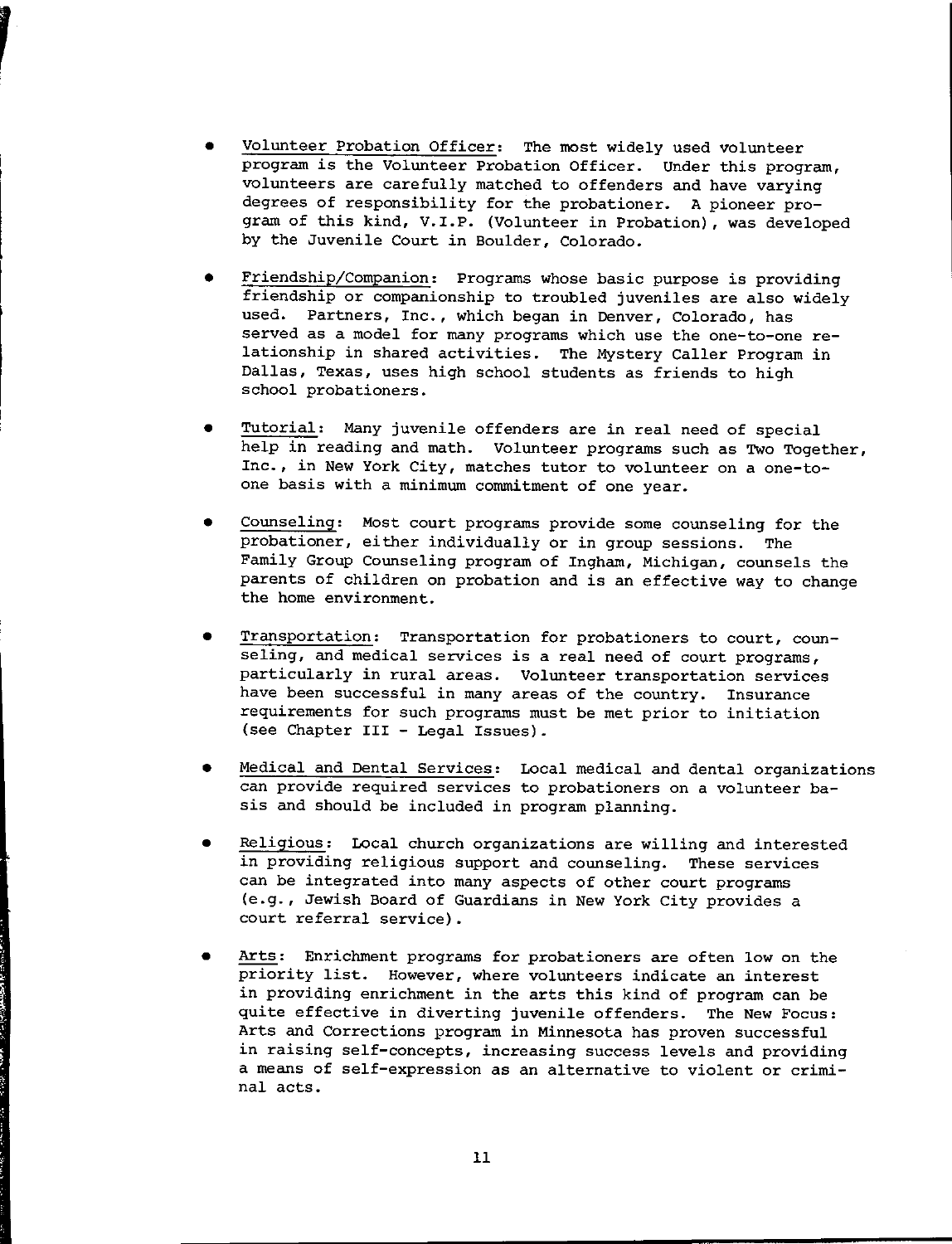- Volunteer Probation Officer: The most widely used volunteer program is the Volunteer Probation Officer. Under this program, volunteers are carefully matched to offenders and have varying degrees of responsibility for the probationer. A pioneer program of this kind, V.I.P. (Volunteer in Probation), was developed by the Juvenile Court in Boulder, Colorado.

- Friendship/Companion: Programs whose basic purpose is providing friendship or companionship to troubled juveniles are also widely used. Partners, Inc., which began in Denver, Colorado, has served as a model for many programs which use the one-to-one relationship in shared activities. The Mystery Caller Program in Dallas, Texas, uses high school students as friends to high school probationers.

- Tutorial: Many juvenile offenders are in real need of special help in reading and math. Volunteer programs such as Two Together, Inc., in New York City, matches tutor to volunteer on a one-to-one basis with a minimum commitment of one year.

- Counseling: Most court programs provide some counseling for the probationer, either individually or in group sessions. The Family Group Counseling program of Ingham, Michigan, counsels the parents of children on probation and is an effective way to change the home environment.

- Transportation: Transportation for probationers to court, counseling, and medical services is a real need of court programs, particularly in rural areas. Volunteer transportation services have been successful in many areas of the country. Insurance requirements for such programs must be met prior to initiation (see Chapter III - Legal Issues).

- Medical and Dental Services: Local medical and dental organizations can provide required services to probationers on a volunteer basis and should be included in program planning.

- Religious: Local church organizations are willing and interested in providing religious support and counseling. These services can be integrated into many aspects of other court programs (e.g., Jewish Board of Guardians in New York City provides a court referral service).

- Arts: Enrichment programs for probationers are often low on the priority list. However, where volunteers indicate an interest in providing enrichment in the arts this kind of program can be quite effective in diverting juvenile offenders. The New Focus: Arts and Corrections program in Minnesota has proven successful in raising self-concepts, increasing success levels and providing a means of self-expression as an alternative to violent or criminal acts.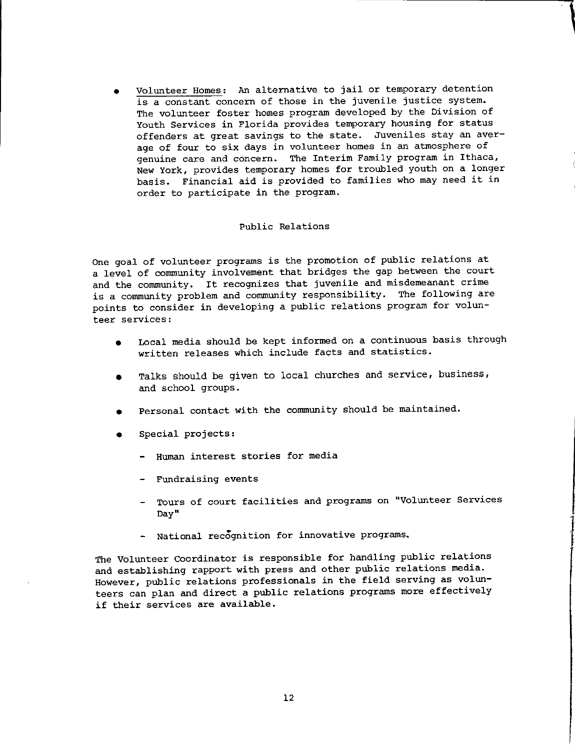- Volunteer Homes: An alternative to jail or temporary detention is a constant concern of those in the juvenile justice system. The volunteer foster homes program developed by the Division of Youth Services in Florida provides temporary housing for status offenders at great savings to the state. Juveniles stay an average of four to six days in volunteer homes in an atmosphere of genuine care and concern. The Interim Family program in Ithaca, New York, provides temporary homes for troubled youth on a longer basis. Financial aid is provided to families who may need it in order to participate in the program.

## Public Relations

One goal of volunteer programs is the promotion of public relations at a level of community involvement that bridges the gap between the court and the community. It recognizes that juvenile and misdemeanant crime is a community problem and community responsibility. The following are points to consider in developing a public relations program for volunteer services:

- Local media should be kept informed on a continuous basis through written releases which include facts and statistics.
- Talks should be given to local churches and service, business, and school groups.
- Personal contact with the community should be maintained.
- Special projects:
  - Human interest stories for media
  - Fundraising events
  - Tours of court facilities and programs on "Volunteer Services Day"
  - National recognition for innovative programs.

The Volunteer Coordinator is responsible for handling public relations and establishing rapport with press and other public relations media. However, public relations professionals in the field serving as volunteers can plan and direct a public relations programs more effectively if their services are available.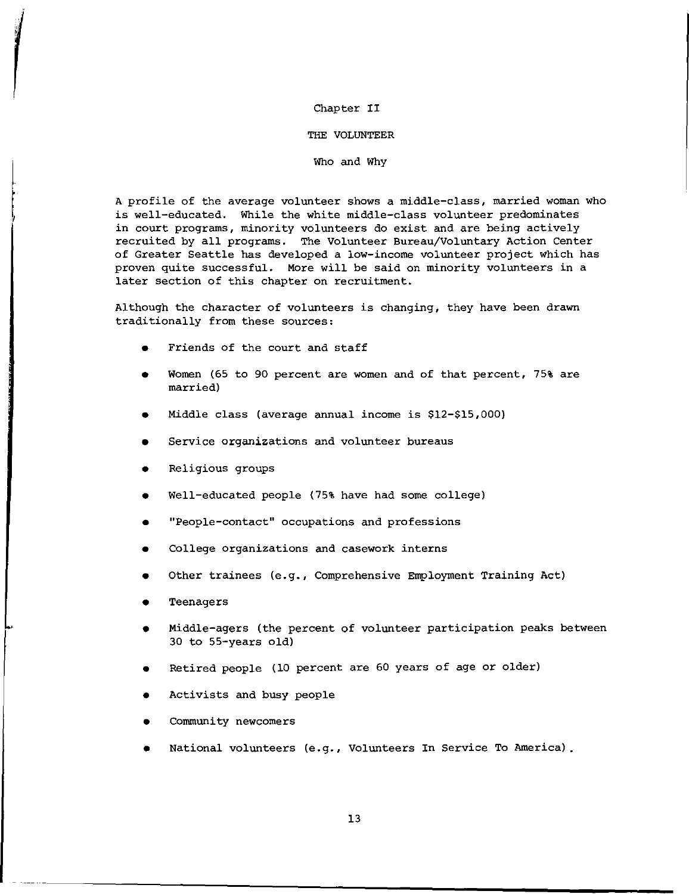# Chapter II

## THE VOLUNTEER

### Who and Why

A profile of the average volunteer shows a middle-class, married woman who is well-educated. While the white middle-class volunteer predominates in court programs, minority volunteers do exist and are being actively recruited by all programs. The Volunteer Bureau/Voluntary Action Center of Greater Seattle has developed a low-income volunteer project which has proven quite successful. More will be said on minority volunteers in a later section of this chapter on recruitment.

Although the character of volunteers is changing, they have been drawn traditionally from these sources:

- Friends of the court and staff
- Women (65 to 90 percent are women and of that percent, 75% are married)
- Middle class (average annual income is $12-$15,000)
- Service organizations and volunteer bureaus
- Religious groups
- Well-educated people (75% have had some college)
- "People-contact" occupations and professions
- College organizations and casework interns
- Other trainees (e.g., Comprehensive Employment Training Act)
- Teenagers
- Middle-agers (the percent of volunteer participation peaks between 30 to 55-years old)
- Retired people (10 percent are 60 years of age or older)
- Activists and busy people
- Community newcomers
- National volunteers (e.g., Volunteers In Service To America).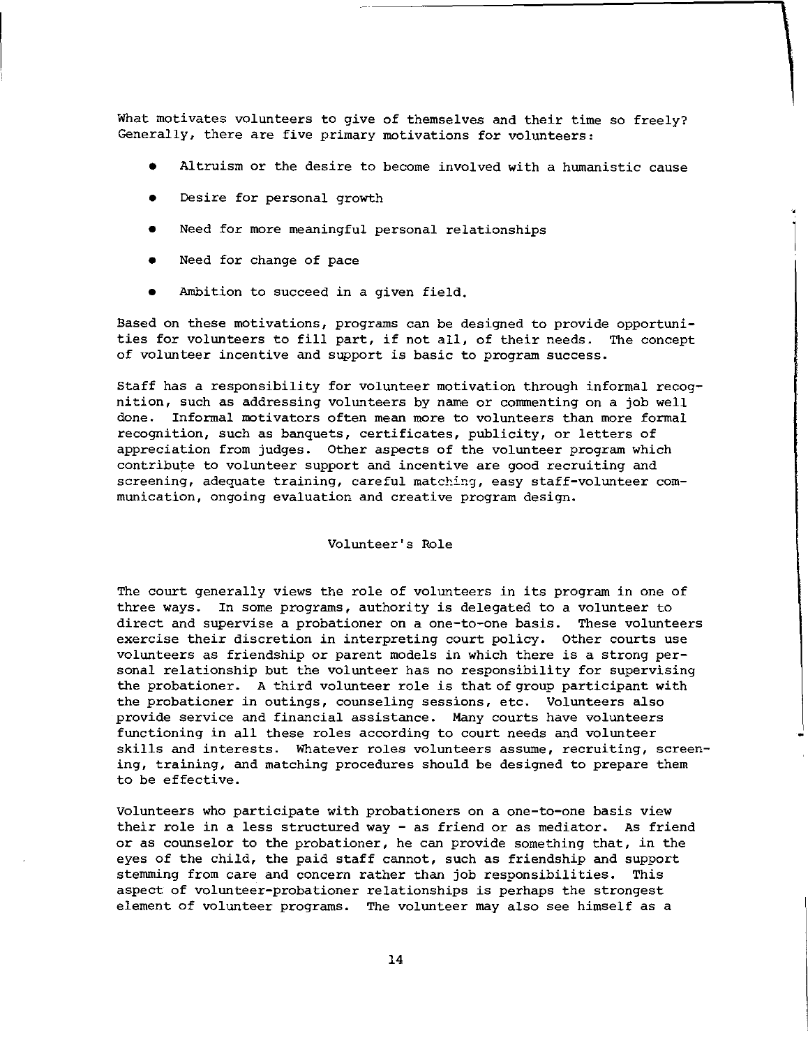What motivates volunteers to give of themselves and their time so freely? Generally, there are five primary motivations for volunteers:

- Altruism or the desire to become involved with a humanistic cause
- Desire for personal growth
- Need for more meaningful personal relationships
- Need for change of pace
- Ambition to succeed in a given field.

Based on these motivations, programs can be designed to provide opportunities for volunteers to fill part, if not all, of their needs. The concept of volunteer incentive and support is basic to program success.

Staff has a responsibility for volunteer motivation through informal recognition, such as addressing volunteers by name or commenting on a job well done. Informal motivators often mean more to volunteers than more formal recognition, such as banquets, certificates, publicity, or letters of appreciation from judges. Other aspects of the volunteer program which contribute to volunteer support and incentive are good recruiting and screening, adequate training, careful matching, easy staff-volunteer communication, ongoing evaluation and creative program design.

## Volunteer's Role

The court generally views the role of volunteers in its program in one of three ways. In some programs, authority is delegated to a volunteer to direct and supervise a probationer on a one-to-one basis. These volunteers exercise their discretion in interpreting court policy. Other courts use volunteers as friendship or parent models in which there is a strong personal relationship but the volunteer has no responsibility for supervising the probationer. A third volunteer role is that of group participant with the probationer in outings, counseling sessions, etc. Volunteers also provide service and financial assistance. Many courts have volunteers functioning in all these roles according to court needs and volunteer skills and interests. Whatever roles volunteers assume, recruiting, screening, training, and matching procedures should be designed to prepare them to be effective.

Volunteers who participate with probationers on a one-to-one basis view their role in a less structured way - as friend or as mediator. As friend or as counselor to the probationer, he can provide something that, in the eyes of the child, the paid staff cannot, such as friendship and support stemming from care and concern rather than job responsibilities. This aspect of volunteer-probationer relationships is perhaps the strongest element of volunteer programs. The volunteer may also see himself as a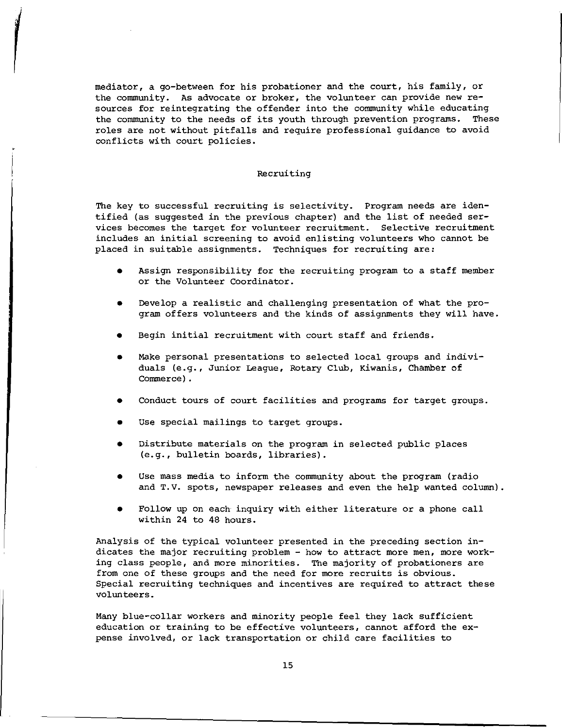mediator, a go-between for his probationer and the court, his family, or the community. As advocate or broker, the volunteer can provide new resources for reintegrating the offender into the community while educating the community to the needs of its youth through prevention programs. These roles are not without pitfalls and require professional guidance to avoid conflicts with court policies.

## Recruiting

The key to successful recruiting is selectivity. Program needs are identified (as suggested in the previous chapter) and the list of needed services becomes the target for volunteer recruitment. Selective recruitment includes an initial screening to avoid enlisting volunteers who cannot be placed in suitable assignments. Techniques for recruiting are:

- Assign responsibility for the recruiting program to a staff member or the Volunteer Coordinator.
- Develop a realistic and challenging presentation of what the program offers volunteers and the kinds of assignments they will have.
- Begin initial recruitment with court staff and friends.
- Make personal presentations to selected local groups and individuals (e.g., Junior League, Rotary Club, Kiwanis, Chamber of Commerce).
- Conduct tours of court facilities and programs for target groups.
- Use special mailings to target groups.
- Distribute materials on the program in selected public places (e.g., bulletin boards, libraries).
- Use mass media to inform the community about the program (radio and T.V. spots, newspaper releases and even the help wanted column).
- Follow up on each inquiry with either literature or a phone call within 24 to 48 hours.

Analysis of the typical volunteer presented in the preceding section indicates the major recruiting problem - how to attract more men, more working class people, and more minorities. The majority of probationers are from one of these groups and the need for more recruits is obvious. Special recruiting techniques and incentives are required to attract these volunteers.

Many blue-collar workers and minority people feel they lack sufficient education or training to be effective volunteers, cannot afford the expense involved, or lack transportation or child care facilities to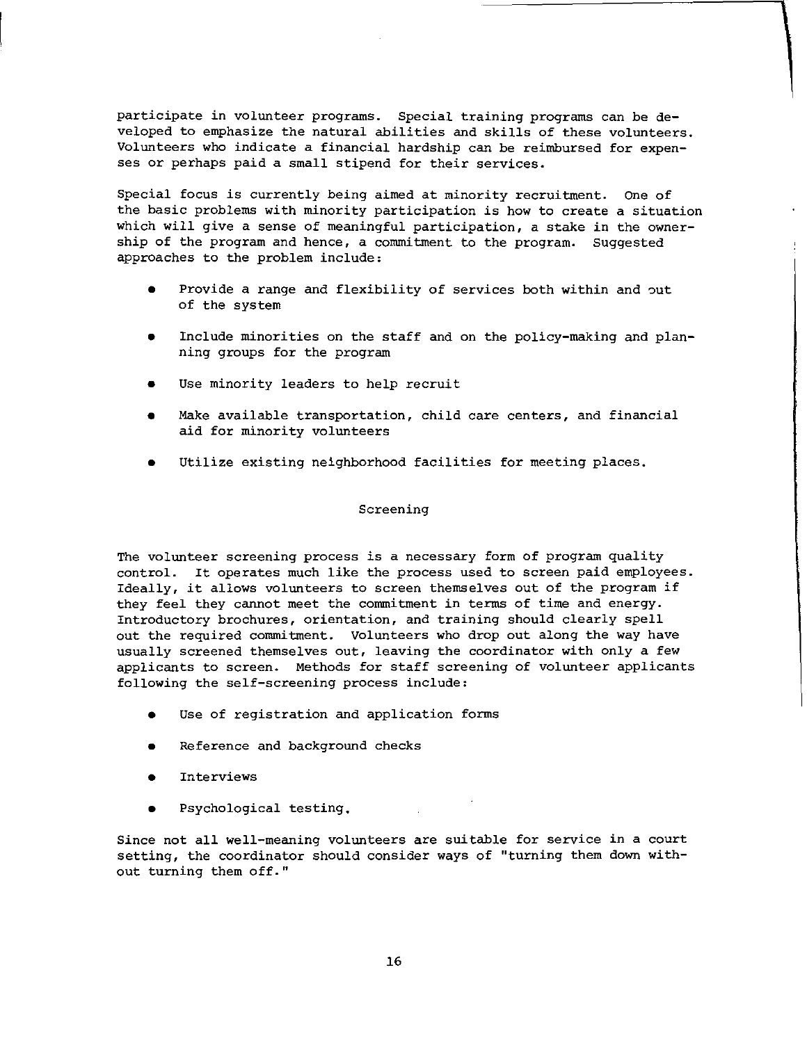participate in volunteer programs. Special training programs can be developed to emphasize the natural abilities and skills of these volunteers. Volunteers who indicate a financial hardship can be reimbursed for expenses or perhaps paid a small stipend for their services.

Special focus is currently being aimed at minority recruitment. One of the basic problems with minority participation is how to create a situation which will give a sense of meaningful participation, a stake in the ownership of the program and hence, a commitment to the program. Suggested approaches to the problem include:

- Provide a range and flexibility of services both within and out of the system
- Include minorities on the staff and on the policy-making and planning groups for the program
- Use minority leaders to help recruit
- Make available transportation, child care centers, and financial aid for minority volunteers
- Utilize existing neighborhood facilities for meeting places.

## Screening

The volunteer screening process is a necessary form of program quality control. It operates much like the process used to screen paid employees. Ideally, it allows volunteers to screen themselves out of the program if they feel they cannot meet the commitment in terms of time and energy. Introductory brochures, orientation, and training should clearly spell out the required commitment. Volunteers who drop out along the way have usually screened themselves out, leaving the coordinator with only a few applicants to screen. Methods for staff screening of volunteer applicants following the self-screening process include:

- Use of registration and application forms
- Reference and background checks
- Interviews
- Psychological testing.

Since not all well-meaning volunteers are suitable for service in a court setting, the coordinator should consider ways of "turning them down without turning them off."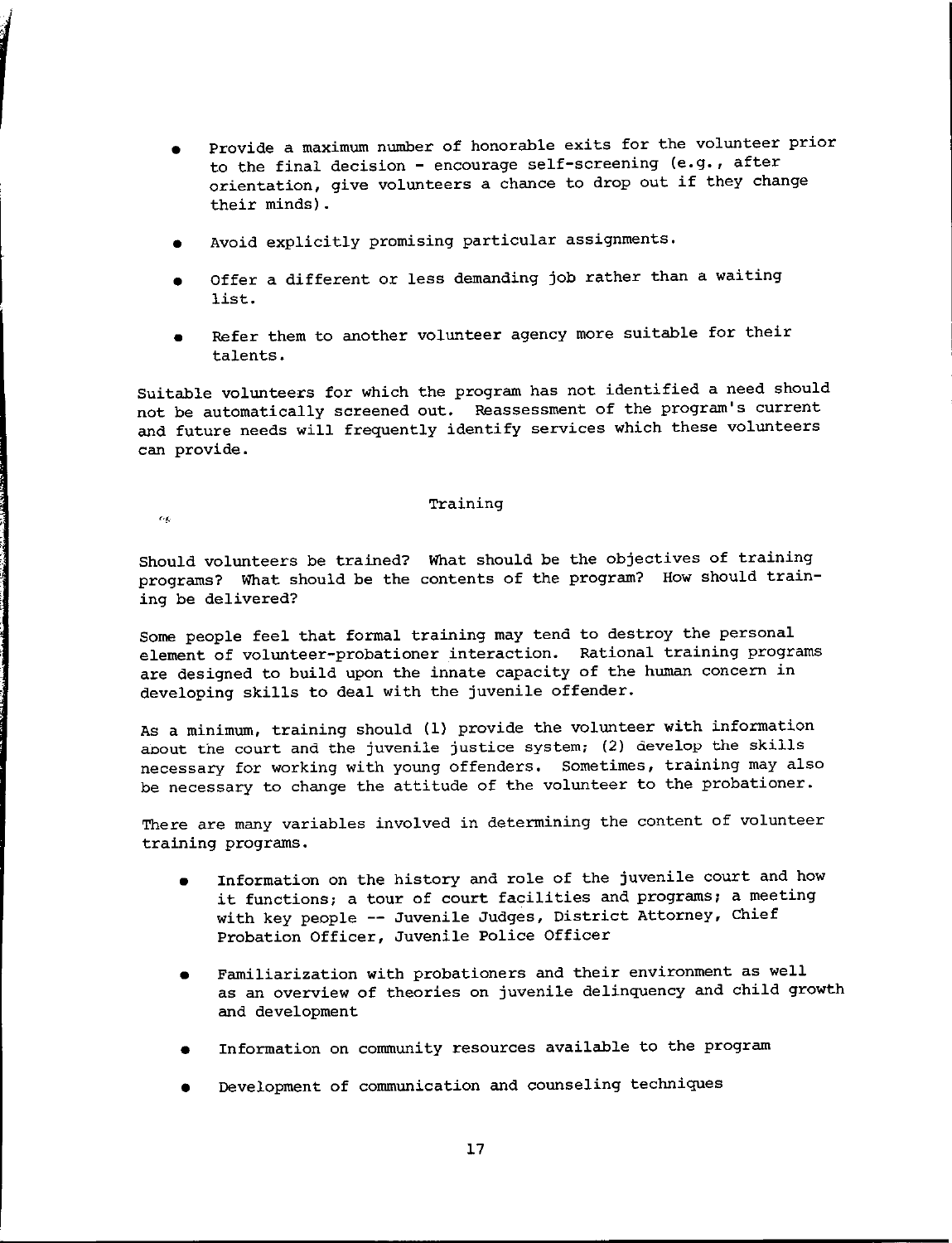- Provide a maximum number of honorable exits for the volunteer prior to the final decision - encourage self-screening (e.g., after orientation, give volunteers a chance to drop out if they change their minds).
- Avoid explicitly promising particular assignments.
- Offer a different or less demanding job rather than a waiting list.
- Refer them to another volunteer agency more suitable for their talents.

Suitable volunteers for which the program has not identified a need should not be automatically screened out. Reassessment of the program's current and future needs will frequently identify services which these volunteers can provide.

## Training

Should volunteers be trained? What should be the objectives of training programs? What should be the contents of the program? How should training be delivered?

Some people feel that formal training may tend to destroy the personal element of volunteer-probationer interaction. Rational training programs are designed to build upon the innate capacity of the human concern in developing skills to deal with the juvenile offender.

As a minimum, training should (1) provide the volunteer with information about the court and the juvenile justice system; (2) develop the skills necessary for working with young offenders. Sometimes, training may also be necessary to change the attitude of the volunteer to the probationer.

There are many variables involved in determining the content of volunteer training programs.

- Information on the history and role of the juvenile court and how it functions; a tour of court facilities and programs; a meeting with key people -- Juvenile Judges, District Attorney, Chief Probation Officer, Juvenile Police Officer
- Familiarization with probationers and their environment as well as an overview of theories on juvenile delinquency and child growth and development
- Information on community resources available to the program
- Development of communication and counseling techniques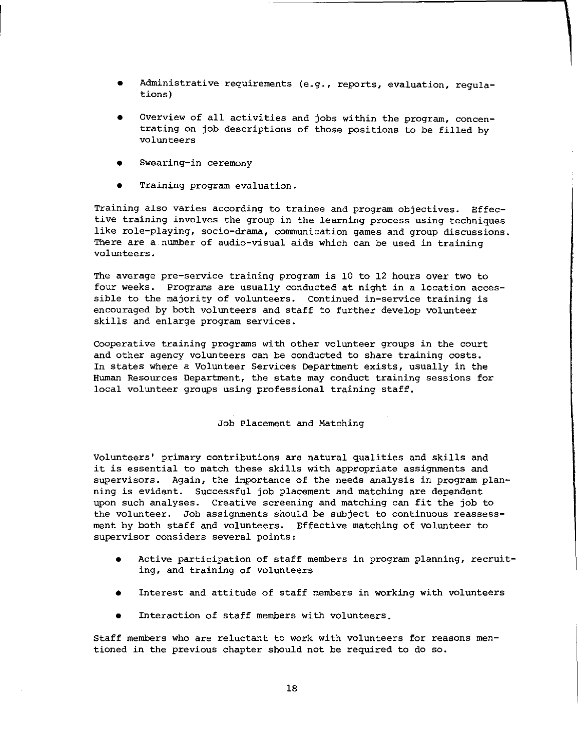- Administrative requirements (e.g., reports, evaluation, regulations)
- Overview of all activities and jobs within the program, concentrating on job descriptions of those positions to be filled by volunteers
- Swearing-in ceremony
- Training program evaluation.

Training also varies according to trainee and program objectives. Effective training involves the group in the learning process using techniques like role-playing, socio-drama, communication games and group discussions. There are a number of audio-visual aids which can be used in training volunteers.

The average pre-service training program is 10 to 12 hours over two to four weeks. Programs are usually conducted at night in a location accessible to the majority of volunteers. Continued in-service training is encouraged by both volunteers and staff to further develop volunteer skills and enlarge program services.

Cooperative training programs with other volunteer groups in the court and other agency volunteers can be conducted to share training costs. In states where a Volunteer Services Department exists, usually in the Human Resources Department, the state may conduct training sessions for local volunteer groups using professional training staff.

## Job Placement and Matching

Volunteers' primary contributions are natural qualities and skills and it is essential to match these skills with appropriate assignments and supervisors. Again, the importance of the needs analysis in program planning is evident. Successful job placement and matching are dependent upon such analyses. Creative screening and matching can fit the job to the volunteer. Job assignments should be subject to continuous reassessment by both staff and volunteers. Effective matching of volunteer to supervisor considers several points:

- Active participation of staff members in program planning, recruiting, and training of volunteers
- Interest and attitude of staff members in working with volunteers
- Interaction of staff members with volunteers.

Staff members who are reluctant to work with volunteers for reasons mentioned in the previous chapter should not be required to do so.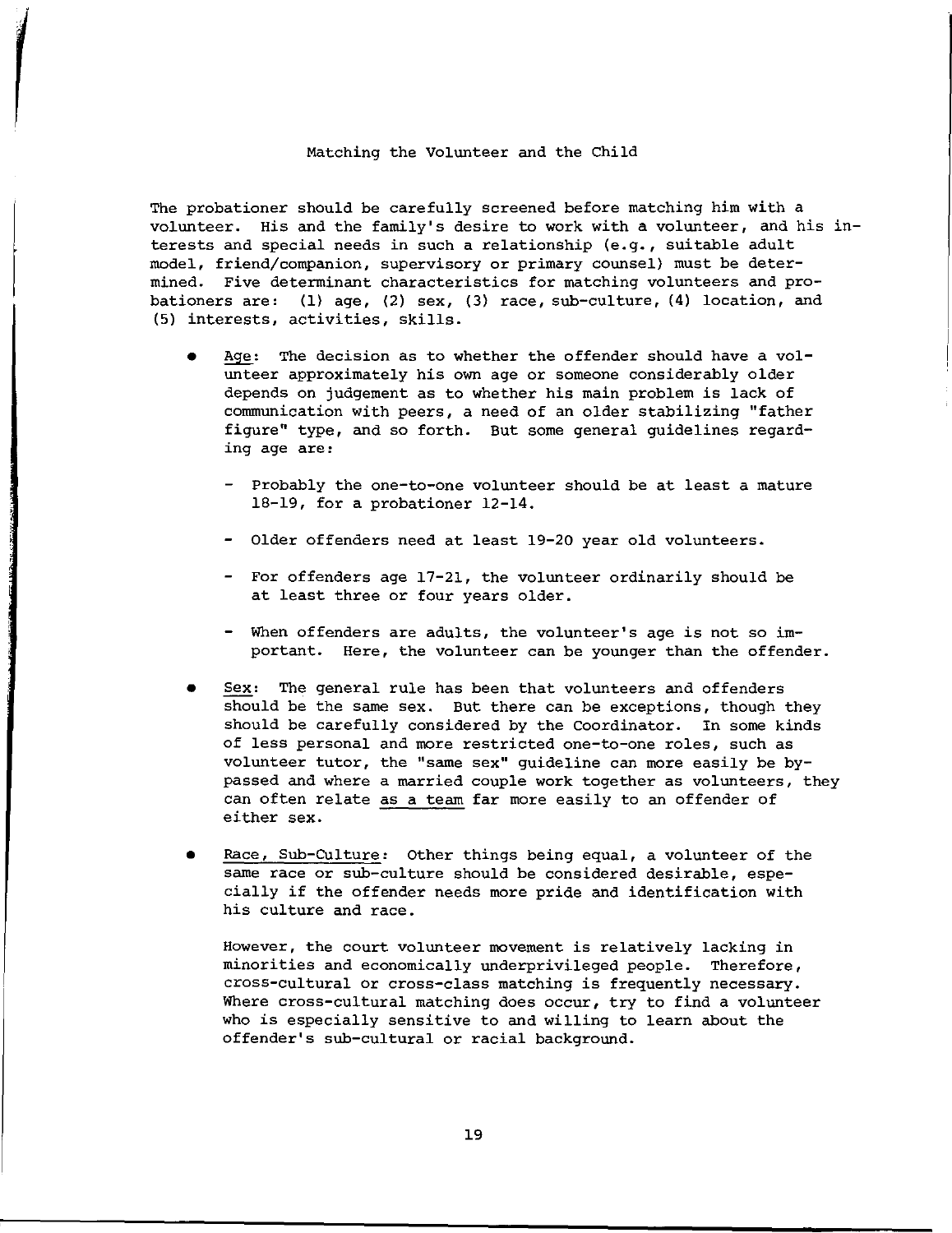## Matching the Volunteer and the Child

The probationer should be carefully screened before matching him with a volunteer. His and the family's desire to work with a volunteer, and his interests and special needs in such a relationship (e.g., suitable adult model, friend/companion, supervisory or primary counsel) must be determined. Five determinant characteristics for matching volunteers and probationers are: (1) age, (2) sex, (3) race, sub-culture, (4) location, and (5) interests, activities, skills.

- Age: The decision as to whether the offender should have a volunteer approximately his own age or someone considerably older depends on judgement as to whether his main problem is lack of communication with peers, a need of an older stabilizing "father figure" type, and so forth. But some general guidelines regarding age are:

  - Probably the one-to-one volunteer should be at least a mature 18-19, for a probationer 12-14.

  - Older offenders need at least 19-20 year old volunteers.

  - For offenders age 17-21, the volunteer ordinarily should be at least three or four years older.

  - When offenders are adults, the volunteer's age is not so important. Here, the volunteer can be younger than the offender.

- Sex: The general rule has been that volunteers and offenders should be the same sex. But there can be exceptions, though they should be carefully considered by the Coordinator. In some kinds of less personal and more restricted one-to-one roles, such as volunteer tutor, the "same sex" guideline can more easily be bypassed and where a married couple work together as volunteers, they can often relate as a team far more easily to an offender of either sex.

- Race, Sub-Culture: Other things being equal, a volunteer of the same race or sub-culture should be considered desirable, especially if the offender needs more pride and identification with his culture and race.

  However, the court volunteer movement is relatively lacking in minorities and economically underprivileged people. Therefore, cross-cultural or cross-class matching is frequently necessary. Where cross-cultural matching does occur, try to find a volunteer who is especially sensitive to and willing to learn about the offender's sub-cultural or racial background.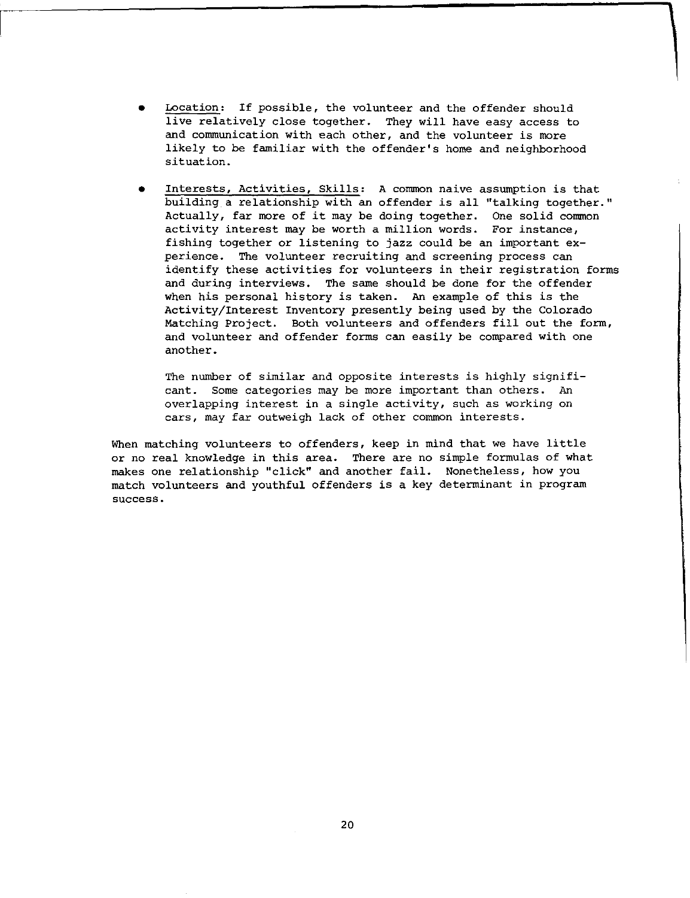- Location: If possible, the volunteer and the offender should live relatively close together. They will have easy access to and communication with each other, and the volunteer is more likely to be familiar with the offender's home and neighborhood situation.

- Interests, Activities, Skills: A common naive assumption is that building a relationship with an offender is all "talking together." Actually, far more of it may be doing together. One solid common activity interest may be worth a million words. For instance, fishing together or listening to jazz could be an important experience. The volunteer recruiting and screening process can identify these activities for volunteers in their registration forms and during interviews. The same should be done for the offender when his personal history is taken. An example of this is the Activity/Interest Inventory presently being used by the Colorado Matching Project. Both volunteers and offenders fill out the form, and volunteer and offender forms can easily be compared with one another.

  The number of similar and opposite interests is highly significant. Some categories may be more important than others. An overlapping interest in a single activity, such as working on cars, may far outweigh lack of other common interests.

When matching volunteers to offenders, keep in mind that we have little or no real knowledge in this area. There are no simple formulas of what makes one relationship "click" and another fail. Nonetheless, how you match volunteers and youthful offenders is a key determinant in program success.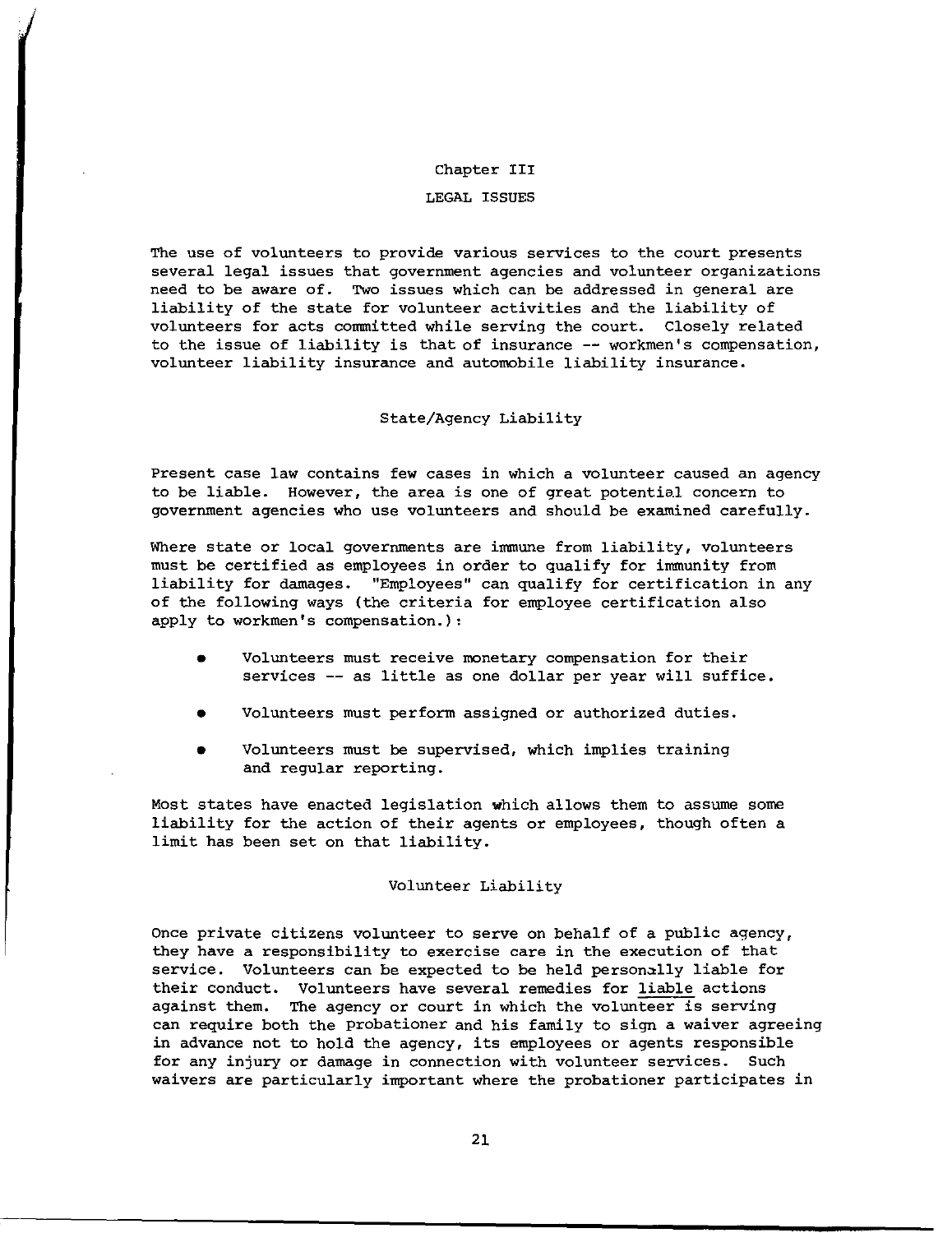# Chapter III

# LEGAL ISSUES

The use of volunteers to provide various services to the court presents several legal issues that government agencies and volunteer organizations need to be aware of. Two issues which can be addressed in general are liability of the state for volunteer activities and the liability of volunteers for acts committed while serving the court. Closely related to the issue of liability is that of insurance -- workmen's compensation, volunteer liability insurance and automobile liability insurance.

## State/Agency Liability

Present case law contains few cases in which a volunteer caused an agency to be liable. However, the area is one of great potential concern to government agencies who use volunteers and should be examined carefully.

Where state or local governments are immune from liability, volunteers must be certified as employees in order to qualify for immunity from liability for damages. "Employees" can qualify for certification in any of the following ways (the criteria for employee certification also apply to workmen's compensation.):

- Volunteers must receive monetary compensation for their services -- as little as one dollar per year will suffice.
- Volunteers must perform assigned or authorized duties.
- Volunteers must be supervised, which implies training and regular reporting.

Most states have enacted legislation which allows them to assume some liability for the action of their agents or employees, though often a limit has been set on that liability.

## Volunteer Liability

Once private citizens volunteer to serve on behalf of a public agency, they have a responsibility to exercise care in the execution of that service. Volunteers can be expected to be held personally liable for their conduct. Volunteers have several remedies for liable actions against them. The agency or court in which the volunteer is serving can require both the probationer and his family to sign a waiver agreeing in advance not to hold the agency, its employees or agents responsible for any injury or damage in connection with volunteer services. Such waivers are particularly important where the probationer participates in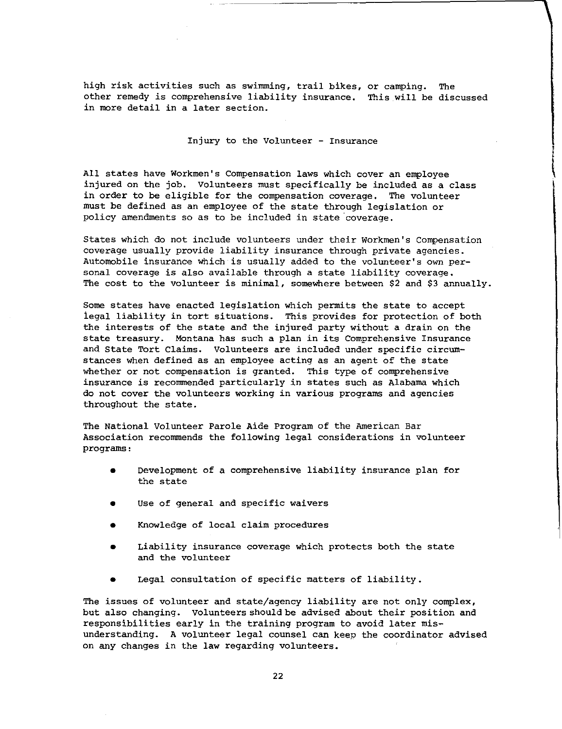high risk activities such as swimming, trail bikes, or camping. The other remedy is comprehensive liability insurance. This will be discussed in more detail in a later section.

## Injury to the Volunteer - Insurance

All states have Workmen's Compensation laws which cover an employee injured on the job. Volunteers must specifically be included as a class in order to be eligible for the compensation coverage. The volunteer must be defined as an employee of the state through legislation or policy amendments so as to be included in state coverage.

States which do not include volunteers under their Workmen's Compensation coverage usually provide liability insurance through private agencies. Automobile insurance which is usually added to the volunteer's own personal coverage is also available through a state liability coverage. The cost to the volunteer is minimal, somewhere between $2 and $3 annually.

Some states have enacted legislation which permits the state to accept legal liability in tort situations. This provides for protection of both the interests of the state and the injured party without a drain on the state treasury. Montana has such a plan in its Comprehensive Insurance and State Tort Claims. Volunteers are included under specific circumstances when defined as an employee acting as an agent of the state whether or not compensation is granted. This type of comprehensive insurance is recommended particularly in states such as Alabama which do not cover the volunteers working in various programs and agencies throughout the state.

The National Volunteer Parole Aide Program of the American Bar Association recommends the following legal considerations in volunteer programs:

- Development of a comprehensive liability insurance plan for the state
- Use of general and specific waivers
- Knowledge of local claim procedures
- Liability insurance coverage which protects both the state and the volunteer
- Legal consultation of specific matters of liability.

The issues of volunteer and state/agency liability are not only complex, but also changing. Volunteers should be advised about their position and responsibilities early in the training program to avoid later misunderstanding. A volunteer legal counsel can keep the coordinator advised on any changes in the law regarding volunteers.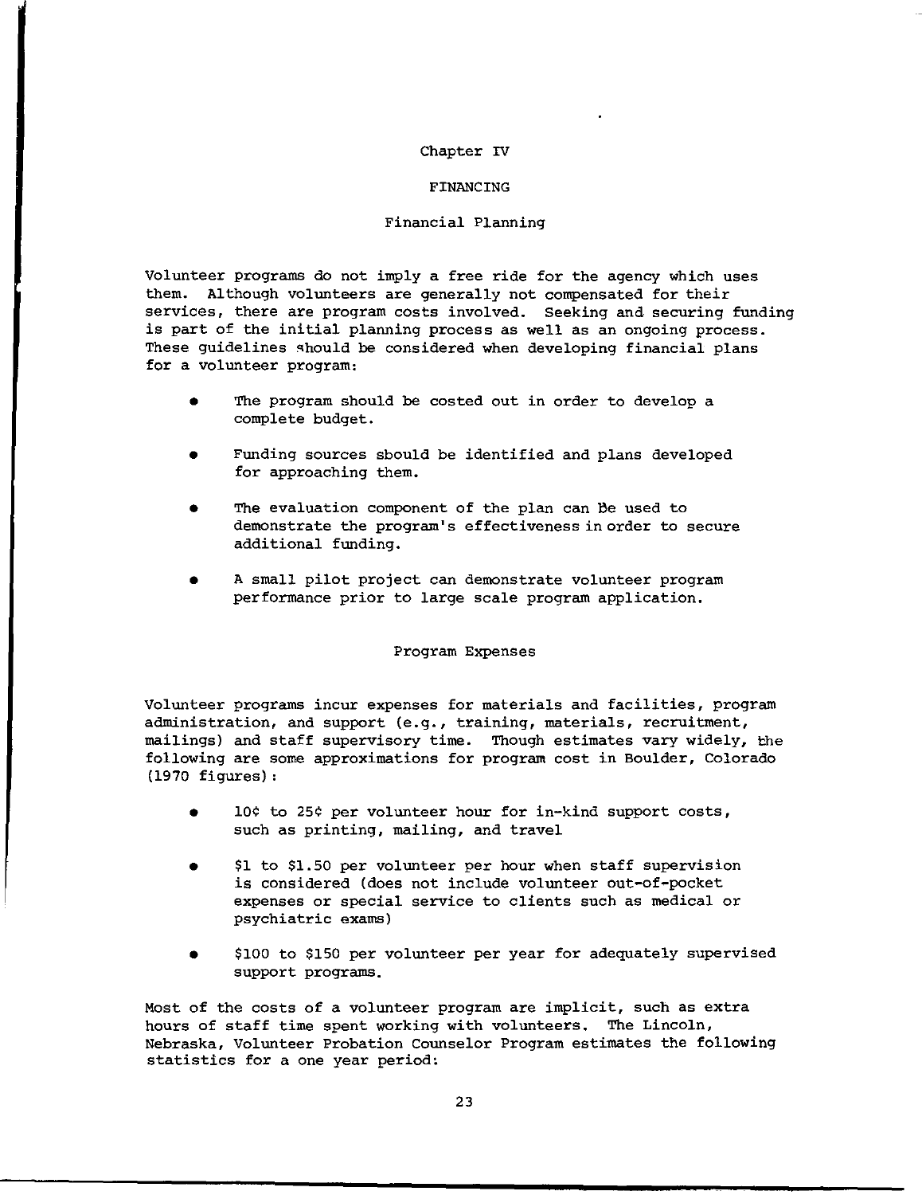# Chapter IV

# FINANCING

## Financial Planning

Volunteer programs do not imply a free ride for the agency which uses them. Although volunteers are generally not compensated for their services, there are program costs involved. Seeking and securing funding is part of the initial planning process as well as an ongoing process. These guidelines should be considered when developing financial plans for a volunteer program:

- The program should be costed out in order to develop a complete budget.
- Funding sources sbould be identified and plans developed for approaching them.
- The evaluation component of the plan can be used to demonstrate the program's effectiveness in order to secure additional funding.
- A small pilot project can demonstrate volunteer program performance prior to large scale program application.

## Program Expenses

Volunteer programs incur expenses for materials and facilities, program administration, and support (e.g., training, materials, recruitment, mailings) and staff supervisory time. Though estimates vary widely, the following are some approximations for program cost in Boulder, Colorado (1970 figures):

- 10¢ to 25¢ per volunteer hour for in-kind support costs, such as printing, mailing, and travel
- $1 to $1.50 per volunteer per hour when staff supervision is considered (does not include volunteer out-of-pocket expenses or special service to clients such as medical or psychiatric exams)
- $100 to $150 per volunteer per year for adequately supervised support programs.

Most of the costs of a volunteer program are implicit, such as extra hours of staff time spent working with volunteers. The Lincoln, Nebraska, Volunteer Probation Counselor Program estimates the following statistics for a one year period: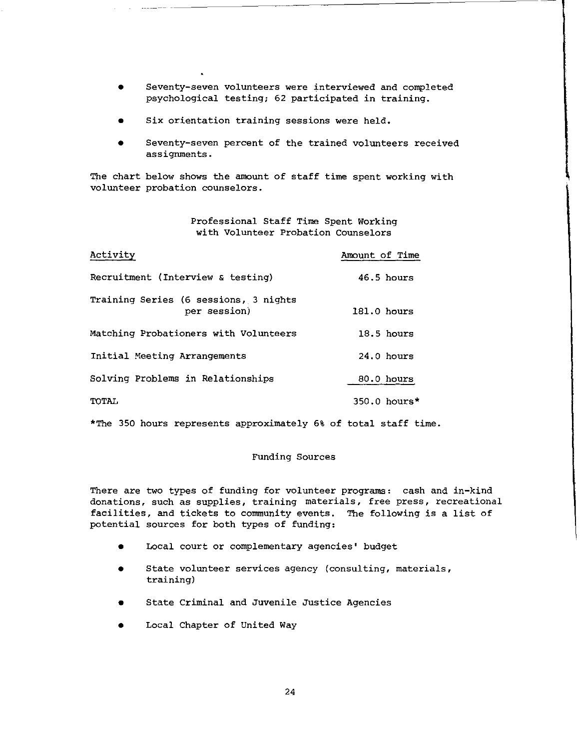- Seventy-seven volunteers were interviewed and completed psychological testing; 62 participated in training.
- Six orientation training sessions were held.
- Seventy-seven percent of the trained volunteers received assignments.

The chart below shows the amount of staff time spent working with volunteer probation counselors.

Professional Staff Time Spent Working with Volunteer Probation Counselors

| Activity | Amount of Time |
|---|---|
| Recruitment (Interview & testing) | 46.5 hours |
| Training Series (6 sessions, 3 nights per session) | 181.0 hours |
| Matching Probationers with Volunteers | 18.5 hours |
| Initial Meeting Arrangements | 24.0 hours |
| Solving Problems in Relationships | 80.0 hours |
| TOTAL | 350.0 hours* |

*The 350 hours represents approximately 6% of total staff time.

## Funding Sources

There are two types of funding for volunteer programs: cash and in-kind donations, such as supplies, training materials, free press, recreational facilities, and tickets to community events. The following is a list of potential sources for both types of funding:

- Local court or complementary agencies' budget
- State volunteer services agency (consulting, materials, training)
- State Criminal and Juvenile Justice Agencies
- Local Chapter of United Way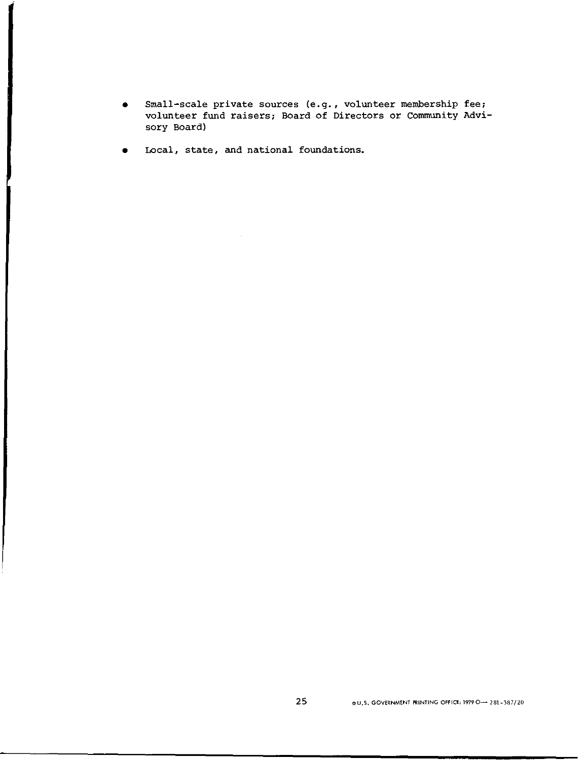- Small-scale private sources (e.g., volunteer membership fee; volunteer fund raisers; Board of Directors or Community Advisory Board)

- Local, state, and national foundations.

☆U.S. GOVERNMENT PRINTING OFFICE: 1979 O— 281-387/20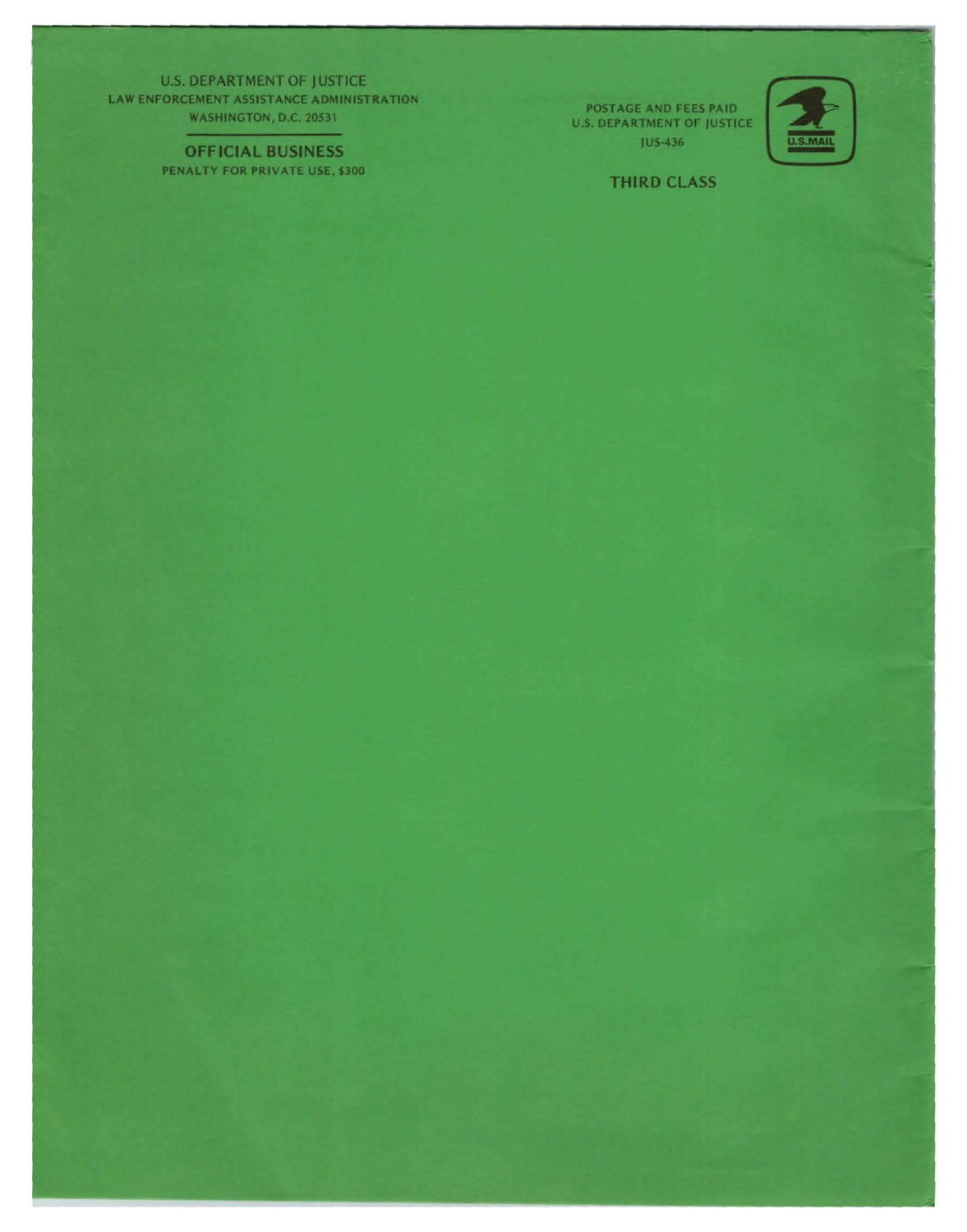U.S. DEPARTMENT OF JUSTICE
LAW ENFORCEMENT ASSISTANCE ADMINISTRATION
WASHINGTON, D.C. 20531

**OFFICIAL BUSINESS**
PENALTY FOR PRIVATE USE, $300

POSTAGE AND FEES PAID
U.S. DEPARTMENT OF JUSTICE
JUS-436

U.S.MAIL

**THIRD CLASS**